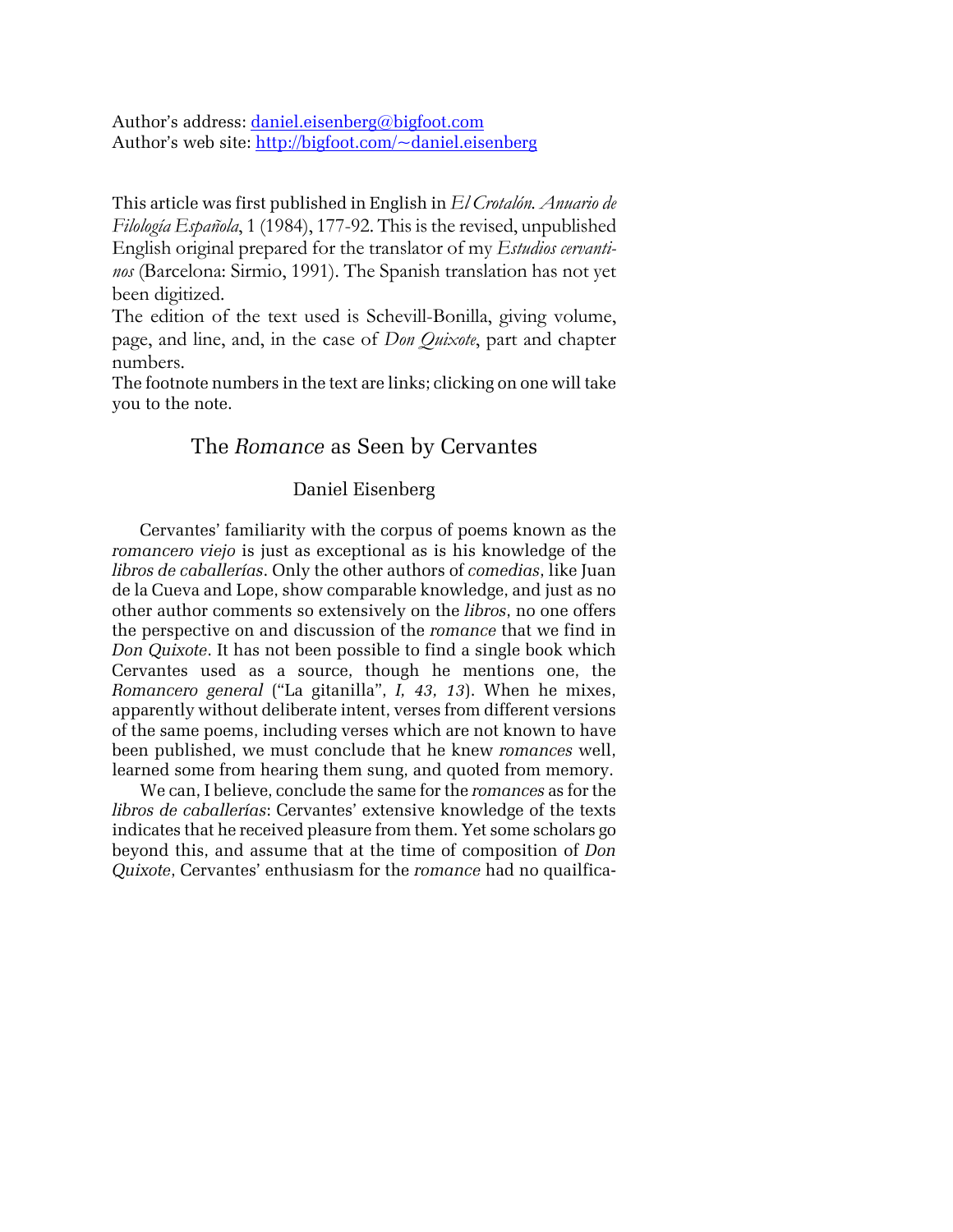Author's address: daniel.eisenberg@bigfoot.com
Author's web site: http://bigfoot.com/~daniel.eisenberg

This article was first published in English in *El Crotalón. Anuario de Filología Española*, 1 (1984), 177-92. This is the revised, unpublished English original prepared for the translator of my *Estudios cervantinos* (Barcelona: Sirmio, 1991). The Spanish translation has not yet been digitized.
The edition of the text used is Schevill-Bonilla, giving volume, page, and line, and, in the case of *Don Quixote*, part and chapter numbers.
The footnote numbers in the text are links; clicking on one will take you to the note.

# The *Romance* as Seen by Cervantes

## Daniel Eisenberg

Cervantes' familiarity with the corpus of poems known as the *romancero viejo* is just as exceptional as is his knowledge of the *libros de caballerías*. Only the other authors of *comedias*, like Juan de la Cueva and Lope, show comparable knowledge, and just as no other author comments so extensively on the *libros*, no one offers the perspective on and discussion of the *romance* that we find in *Don Quixote*. It has not been possible to find a single book which Cervantes used as a source, though he mentions one, the *Romancero general* ("La gitanilla", *I, 43, 13*). When he mixes, apparently without deliberate intent, verses from different versions of the same poems, including verses which are not known to have been published, we must conclude that he knew *romances* well, learned some from hearing them sung, and quoted from memory.

We can, I believe, conclude the same for the *romances* as for the *libros de caballerías*: Cervantes' extensive knowledge of the texts indicates that he received pleasure from them. Yet some scholars go beyond this, and assume that at the time of composition of *Don Quixote*, Cervantes' enthusiasm for the *romance* had no quailfica-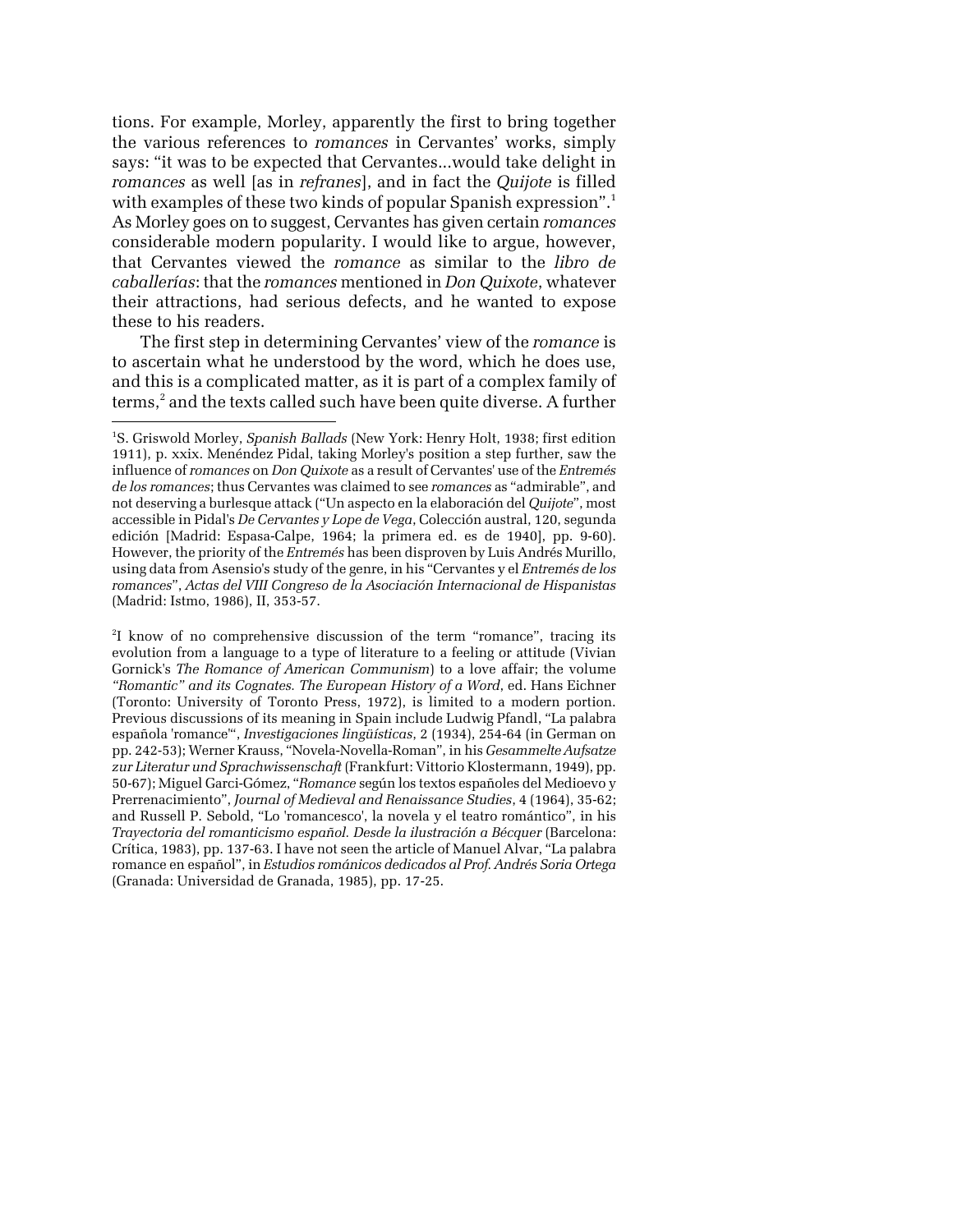tions. For example, Morley, apparently the first to bring together the various references to *romances* in Cervantes' works, simply says: "it was to be expected that Cervantes...would take delight in *romances* as well [as in *refranes*], and in fact the *Quijote* is filled with examples of these two kinds of popular Spanish expression".[1] As Morley goes on to suggest, Cervantes has given certain *romances* considerable modern popularity. I would like to argue, however, that Cervantes viewed the *romance* as similar to the *libro de caballerías*: that the *romances* mentioned in *Don Quixote*, whatever their attractions, had serious defects, and he wanted to expose these to his readers.

The first step in determining Cervantes' view of the *romance* is to ascertain what he understood by the word, which he does use, and this is a complicated matter, as it is part of a complex family of terms,[2] and the texts called such have been quite diverse. A further

---

[1]S. Griswold Morley, *Spanish Ballads* (New York: Henry Holt, 1938; first edition 1911), p. xxix. Menéndez Pidal, taking Morley's position a step further, saw the influence of *romances* on *Don Quixote* as a result of Cervantes' use of the *Entremés de los romances*; thus Cervantes was claimed to see *romances* as "admirable", and not deserving a burlesque attack ("Un aspecto en la elaboración del *Quijote*", most accessible in Pidal's *De Cervantes y Lope de Vega*, Colección austral, 120, segunda edición [Madrid: Espasa-Calpe, 1964; la primera ed. es de 1940], pp. 9-60). However, the priority of the *Entremés* has been disproven by Luis Andrés Murillo, using data from Asensio's study of the genre, in his "Cervantes y el *Entremés de los romances*", *Actas del VIII Congreso de la Asociación Internacional de Hispanistas* (Madrid: Istmo, 1986), II, 353-57.

[2]I know of no comprehensive discussion of the term "romance", tracing its evolution from a language to a type of literature to a feeling or attitude (Vivian Gornick's *The Romance of American Communism*) to a love affair; the volume *"Romantic" and its Cognates. The European History of a Word*, ed. Hans Eichner (Toronto: University of Toronto Press, 1972), is limited to a modern portion. Previous discussions of its meaning in Spain include Ludwig Pfandl, "La palabra española 'romance'", *Investigaciones lingüísticas*, 2 (1934), 254-64 (in German on pp. 242-53); Werner Krauss, "Novela-Novella-Roman", in his *Gesammelte Aufsatze zur Literatur und Sprachwissenschaft* (Frankfurt: Vittorio Klostermann, 1949), pp. 50-67); Miguel Garci-Gómez, "*Romance* según los textos españoles del Medioevo y Prerrenacimiento", *Journal of Medieval and Renaissance Studies*, 4 (1964), 35-62; and Russell P. Sebold, "Lo 'romancesco', la novela y el teatro romántico", in his *Trayectoria del romanticismo español. Desde la ilustración a Bécquer* (Barcelona: Crítica, 1983), pp. 137-63. I have not seen the article of Manuel Alvar, "La palabra romance en español", in *Estudios románicos dedicados al Prof. Andrés Soria Ortega* (Granada: Universidad de Granada, 1985), pp. 17-25.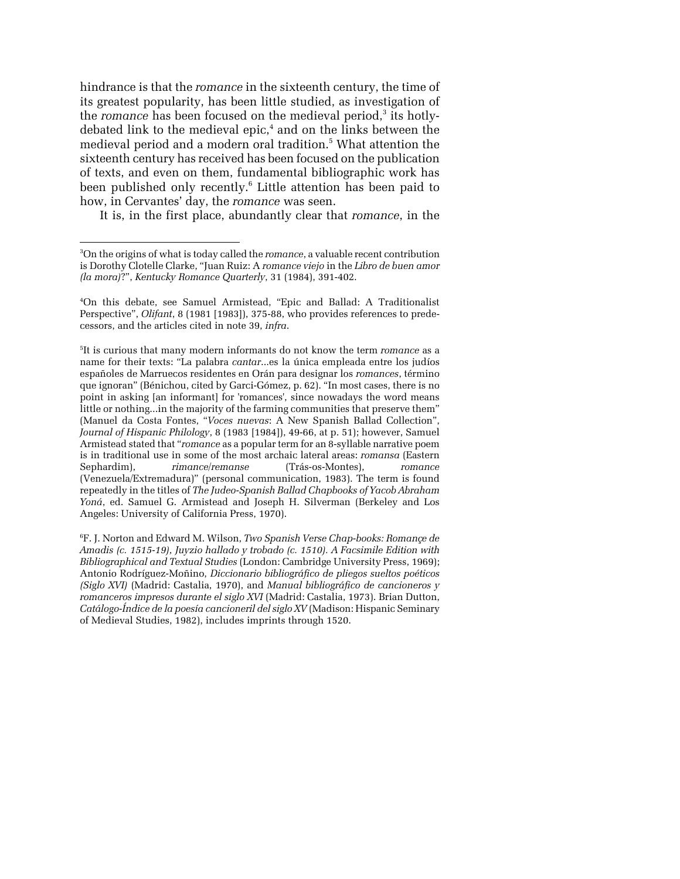hindrance is that the *romance* in the sixteenth century, the time of its greatest popularity, has been little studied, as investigation of the *romance* has been focused on the medieval period,[3] its hotly-debated link to the medieval epic,[4] and on the links between the medieval period and a modern oral tradition.[5] What attention the sixteenth century has received has been focused on the publication of texts, and even on them, fundamental bibliographic work has been published only recently.[6] Little attention has been paid to how, in Cervantes' day, the *romance* was seen.

It is, in the first place, abundantly clear that *romance*, in the

---

[3]On the origins of what is today called the *romance*, a valuable recent contribution is Dorothy Clotelle Clarke, "Juan Ruiz: A *romance viejo* in the *Libro de buen amor (la mora)*?", *Kentucky Romance Quarterly*, 31 (1984), 391-402.

[4]On this debate, see Samuel Armistead, "Epic and Ballad: A Traditionalist Perspective", *Olifant*, 8 (1981 [1983]), 375-88, who provides references to predecessors, and the articles cited in note 39, *infra*.

[5]It is curious that many modern informants do not know the term *romance* as a name for their texts: "La palabra *cantar*...es la única empleada entre los judíos españoles de Marruecos residentes en Orán para designar los *romances*, término que ignoran" (Bénichou, cited by Garci-Gómez, p. 62). "In most cases, there is no point in asking [an informant] for 'romances', since nowadays the word means little or nothing...in the majority of the farming communities that preserve them" (Manuel da Costa Fontes, "*Voces nuevas*: A New Spanish Ballad Collection", *Journal of Hispanic Philology*, 8 (1983 [1984]), 49-66, at p. 51); however, Samuel Armistead stated that "*romance* as a popular term for an 8-syllable narrative poem is in traditional use in some of the most archaic lateral areas: *romansa* (Eastern Sephardim), *rimance*/*remanse* (Trás-os-Montes), *romance* (Venezuela/Extremadura)" (personal communication, 1983). The term is found repeatedly in the titles of *The Judeo-Spanish Ballad Chapbooks of Yacob Abraham Yoná*, ed. Samuel G. Armistead and Joseph H. Silverman (Berkeley and Los Angeles: University of California Press, 1970).

[6]F. J. Norton and Edward M. Wilson, *Two Spanish Verse Chap-books: Romançe de Amadis (c. 1515-19), Juyzio hallado y trobado (c. 1510). A Facsimile Edition with Bibliographical and Textual Studies* (London: Cambridge University Press, 1969); Antonio Rodríguez-Moñino, *Diccionario bibliográfico de pliegos sueltos poéticos (Siglo XVI)* (Madrid: Castalia, 1970), and *Manual bibliográfico de cancioneros y romanceros impresos durante el siglo XVI* (Madrid: Castalia, 1973). Brian Dutton, *Catálogo-Índice de la poesía cancioneril del siglo XV* (Madison: Hispanic Seminary of Medieval Studies, 1982), includes imprints through 1520.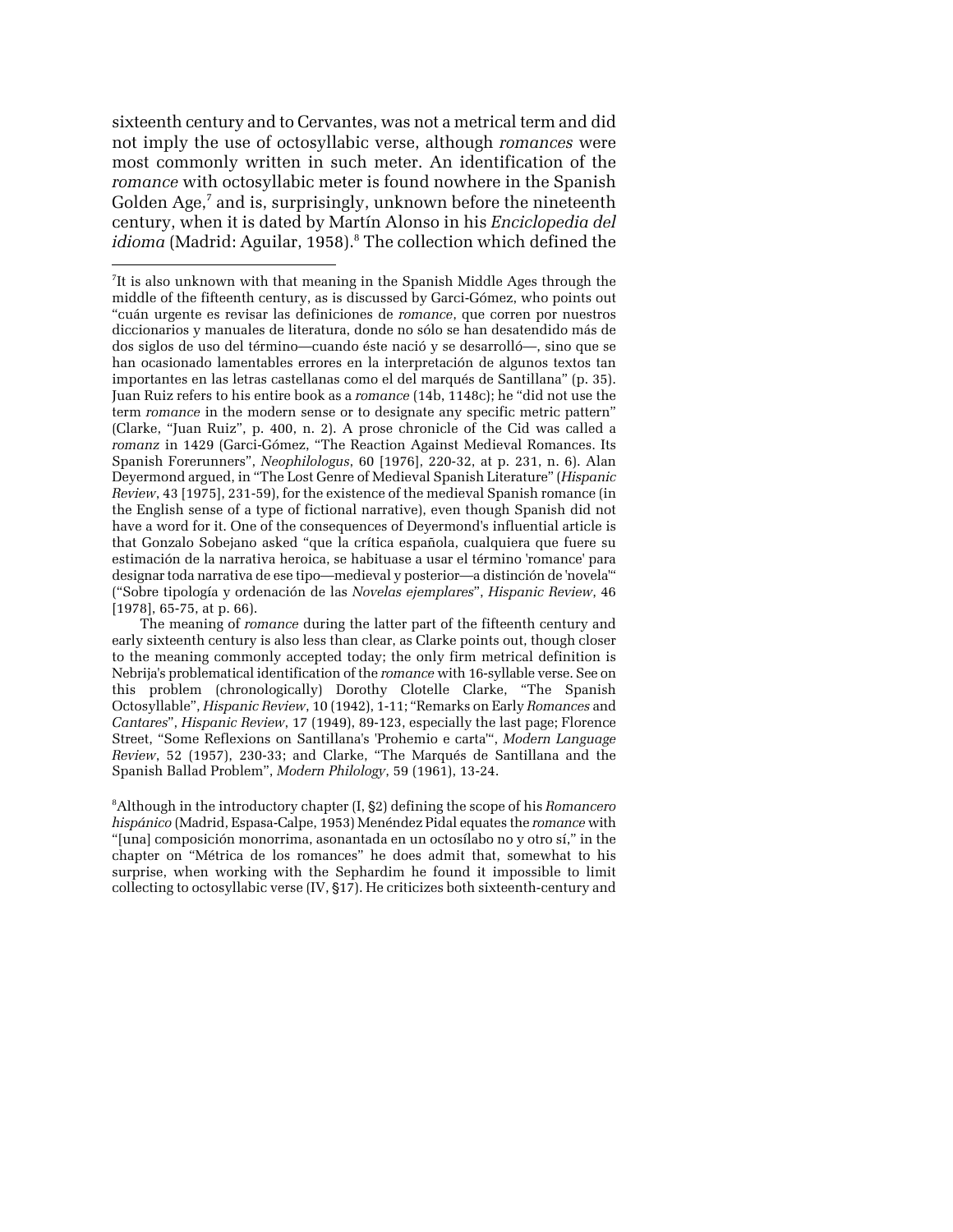sixteenth century and to Cervantes, was not a metrical term and did not imply the use of octosyllabic verse, although *romances* were most commonly written in such meter. An identification of the *romance* with octosyllabic meter is found nowhere in the Spanish Golden Age,[7] and is, surprisingly, unknown before the nineteenth century, when it is dated by Martín Alonso in his *Enciclopedia del idioma* (Madrid: Aguilar, 1958).[8] The collection which defined the

---

[7]It is also unknown with that meaning in the Spanish Middle Ages through the middle of the fifteenth century, as is discussed by Garci-Gómez, who points out "cuán urgente es revisar las definiciones de *romance*, que corren por nuestros diccionarios y manuales de literatura, donde no sólo se han desatendido más de dos siglos de uso del término—cuando éste nació y se desarrolló—, sino que se han ocasionado lamentables errores en la interpretación de algunos textos tan importantes en las letras castellanas como el del marqués de Santillana" (p. 35). Juan Ruiz refers to his entire book as a *romance* (14b, 1148c); he "did not use the term *romance* in the modern sense or to designate any specific metric pattern" (Clarke, "Juan Ruiz", p. 400, n. 2). A prose chronicle of the Cid was called a *romanz* in 1429 (Garci-Gómez, "The Reaction Against Medieval Romances. Its Spanish Forerunners", *Neophilologus*, 60 [1976], 220-32, at p. 231, n. 6). Alan Deyermond argued, in "The Lost Genre of Medieval Spanish Literature" (*Hispanic Review*, 43 [1975], 231-59), for the existence of the medieval Spanish romance (in the English sense of a type of fictional narrative), even though Spanish did not have a word for it. One of the consequences of Deyermond's influential article is that Gonzalo Sobejano asked "que la crítica española, cualquiera que fuere su estimación de la narrativa heroica, se habituase a usar el término 'romance' para designar toda narrativa de ese tipo—medieval y posterior—a distinción de 'novela'" ("Sobre tipología y ordenación de las *Novelas ejemplares*", *Hispanic Review*, 46 [1978], 65-75, at p. 66).

The meaning of *romance* during the latter part of the fifteenth century and early sixteenth century is also less than clear, as Clarke points out, though closer to the meaning commonly accepted today; the only firm metrical definition is Nebrija's problematical identification of the *romance* with 16-syllable verse. See on this problem (chronologically) Dorothy Clotelle Clarke, "The Spanish Octosyllable", *Hispanic Review*, 10 (1942), 1-11; "Remarks on Early *Romances* and *Cantares*", *Hispanic Review*, 17 (1949), 89-123, especially the last page; Florence Street, "Some Reflexions on Santillana's 'Prohemio e carta'", *Modern Language Review*, 52 (1957), 230-33; and Clarke, "The Marqués de Santillana and the Spanish Ballad Problem", *Modern Philology*, 59 (1961), 13-24.

[8]Although in the introductory chapter (I, §2) defining the scope of his *Romancero hispánico* (Madrid, Espasa-Calpe, 1953) Menéndez Pidal equates the *romance* with "[una] composición monorrima, asonantada en un octosílabo no y otro sí," in the chapter on "Métrica de los romances" he does admit that, somewhat to his surprise, when working with the Sephardim he found it impossible to limit collecting to octosyllabic verse (IV, §17). He criticizes both sixteenth-century and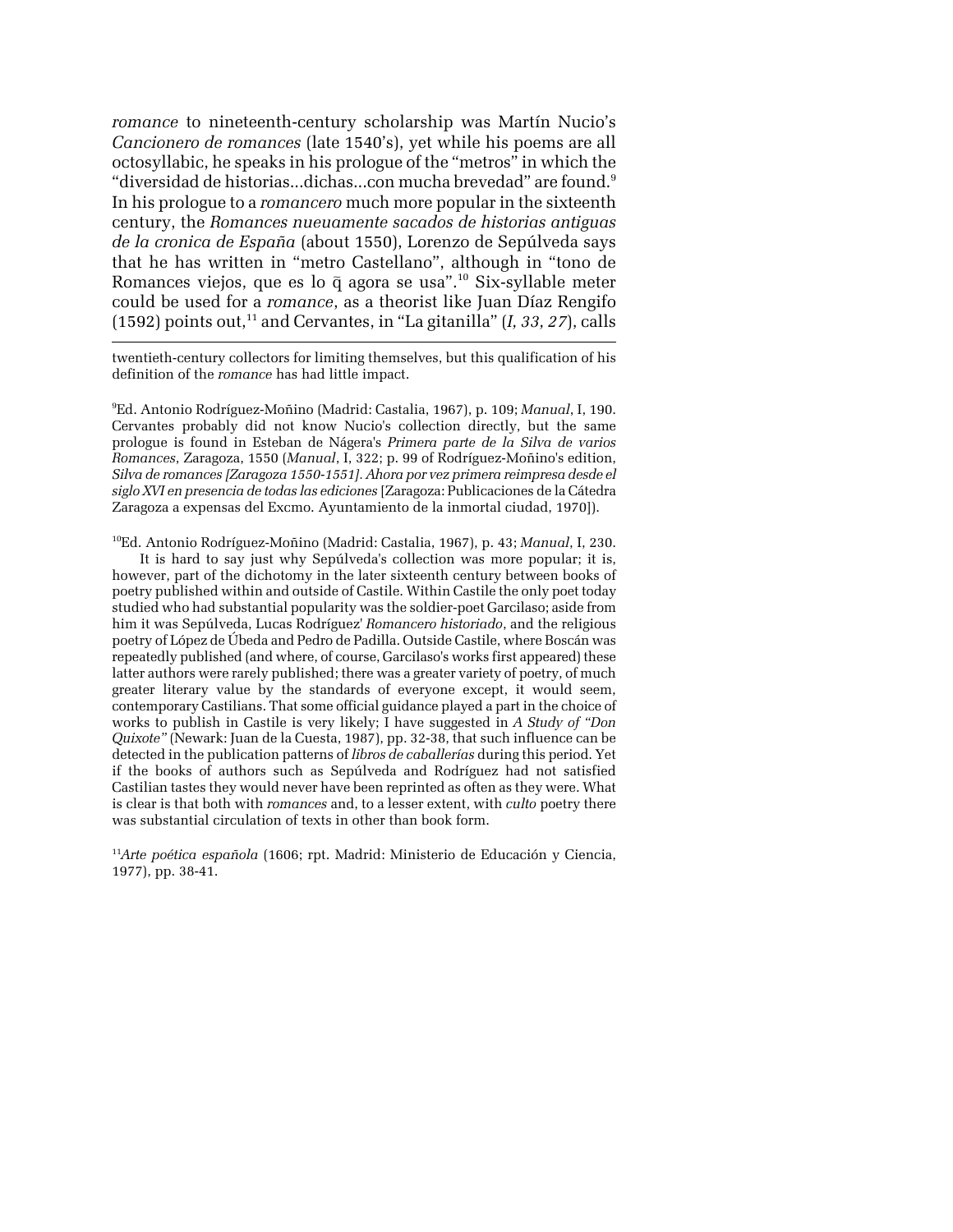*romance* to nineteenth-century scholarship was Martín Nucio's *Cancionero de romances* (late 1540's), yet while his poems are all octosyllabic, he speaks in his prologue of the "metros" in which the "diversidad de historias...dichas...con mucha brevedad" are found.[9] In his prologue to a *romancero* much more popular in the sixteenth century, the *Romances nueuamente sacados de historias antiguas de la cronica de España* (about 1550), Lorenzo de Sepúlveda says that he has written in "metro Castellano", although in "tono de Romances viejos, que es lo q̃ agora se usa".[10] Six-syllable meter could be used for a *romance*, as a theorist like Juan Díaz Rengifo (1592) points out,[11] and Cervantes, in "La gitanilla" (*I, 33, 27*), calls

---

twentieth-century collectors for limiting themselves, but this qualification of his definition of the *romance* has had little impact.

[9]Ed. Antonio Rodríguez-Moñino (Madrid: Castalia, 1967), p. 109; *Manual*, I, 190. Cervantes probably did not know Nucio's collection directly, but the same prologue is found in Esteban de Nágera's *Primera parte de la Silva de varios Romances*, Zaragoza, 1550 (*Manual*, I, 322; p. 99 of Rodríguez-Moñino's edition, *Silva de romances [Zaragoza 1550-1551]. Ahora por vez primera reimpresa desde el siglo XVI en presencia de todas las ediciones* [Zaragoza: Publicaciones de la Cátedra Zaragoza a expensas del Excmo. Ayuntamiento de la inmortal ciudad, 1970]).

[10]Ed. Antonio Rodríguez-Moñino (Madrid: Castalia, 1967), p. 43; *Manual*, I, 230.

It is hard to say just why Sepúlveda's collection was more popular; it is, however, part of the dichotomy in the later sixteenth century between books of poetry published within and outside of Castile. Within Castile the only poet today studied who had substantial popularity was the soldier-poet Garcilaso; aside from him it was Sepúlveda, Lucas Rodríguez' *Romancero historiado*, and the religious poetry of López de Úbeda and Pedro de Padilla. Outside Castile, where Boscán was repeatedly published (and where, of course, Garcilaso's works first appeared) these latter authors were rarely published; there was a greater variety of poetry, of much greater literary value by the standards of everyone except, it would seem, contemporary Castilians. That some official guidance played a part in the choice of works to publish in Castile is very likely; I have suggested in *A Study of "Don Quixote"* (Newark: Juan de la Cuesta, 1987), pp. 32-38, that such influence can be detected in the publication patterns of *libros de caballerías* during this period. Yet if the books of authors such as Sepúlveda and Rodríguez had not satisfied Castilian tastes they would never have been reprinted as often as they were. What is clear is that both with *romances* and, to a lesser extent, with *culto* poetry there was substantial circulation of texts in other than book form.

[11]*Arte poética española* (1606; rpt. Madrid: Ministerio de Educación y Ciencia, 1977), pp. 38-41.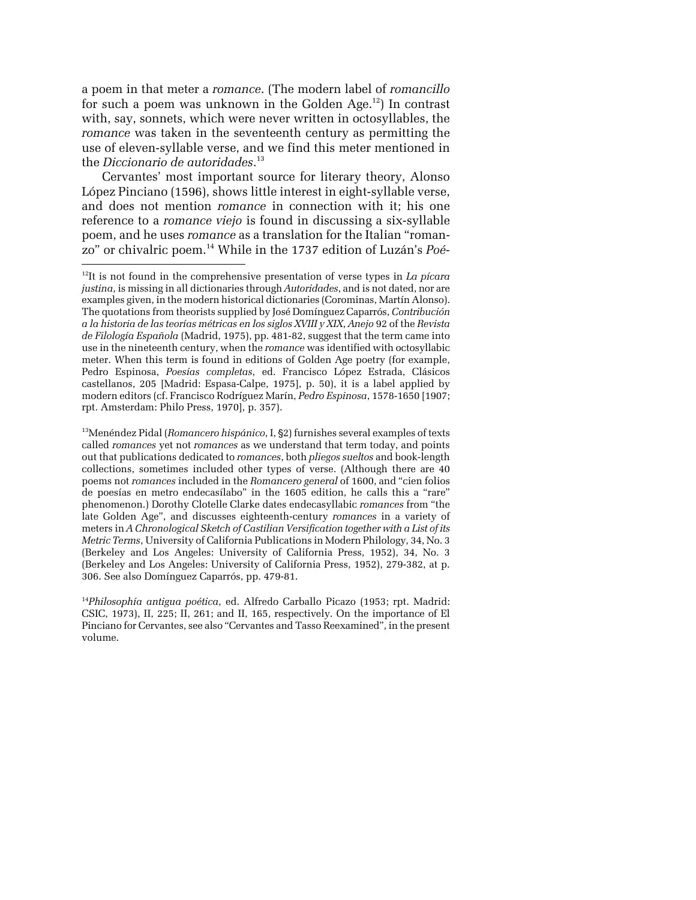a poem in that meter a *romance*. (The modern label of *romancillo* for such a poem was unknown in the Golden Age.[12]) In contrast with, say, sonnets, which were never written in octosyllables, the *romance* was taken in the seventeenth century as permitting the use of eleven-syllable verse, and we find this meter mentioned in the *Diccionario de autoridades*.[13]

Cervantes' most important source for literary theory, Alonso López Pinciano (1596), shows little interest in eight-syllable verse, and does not mention *romance* in connection with it; his one reference to a *romance viejo* is found in discussing a six-syllable poem, and he uses *romance* as a translation for the Italian "romanzo" or chivalric poem.[14] While in the 1737 edition of Luzán's *Poé-*

---

[12]It is not found in the comprehensive presentation of verse types in *La pícara justina*, is missing in all dictionaries through *Autoridades*, and is not dated, nor are examples given, in the modern historical dictionaries (Corominas, Martín Alonso). The quotations from theorists supplied by José Domínguez Caparrós, *Contribución a la historia de las teorías métricas en los siglos XVIII y XIX*, *Anejo* 92 of the *Revista de Filología Española* (Madrid, 1975), pp. 481-82, suggest that the term came into use in the nineteenth century, when the *romance* was identified with octosyllabic meter. When this term is found in editions of Golden Age poetry (for example, Pedro Espinosa, *Poesías completas*, ed. Francisco López Estrada, Clásicos castellanos, 205 [Madrid: Espasa-Calpe, 1975], p. 50), it is a label applied by modern editors (cf. Francisco Rodríguez Marín, *Pedro Espinosa*, 1578-1650 [1907; rpt. Amsterdam: Philo Press, 1970], p. 357).

[13]Menéndez Pidal (*Romancero hispánico*, I, §2) furnishes several examples of texts called *romances* yet not *romances* as we understand that term today, and points out that publications dedicated to *romances*, both *pliegos sueltos* and book-length collections, sometimes included other types of verse. (Although there are 40 poems not *romances* included in the *Romancero general* of 1600, and "cien folios de poesías en metro endecasílabo" in the 1605 edition, he calls this a "rare" phenomenon.) Dorothy Clotelle Clarke dates endecasyllabic *romances* from "the late Golden Age", and discusses eighteenth-century *romances* in a variety of meters in *A Chronological Sketch of Castilian Versification together with a List of its Metric Terms*, University of California Publications in Modern Philology, 34, No. 3 (Berkeley and Los Angeles: University of California Press, 1952), 34, No. 3 (Berkeley and Los Angeles: University of California Press, 1952), 279-382, at p. 306. See also Domínguez Caparrós, pp. 479-81.

[14]*Philosophía antigua poética*, ed. Alfredo Carballo Picazo (1953; rpt. Madrid: CSIC, 1973), II, 225; II, 261; and II, 165, respectively. On the importance of El Pinciano for Cervantes, see also "Cervantes and Tasso Reexamined", in the present volume.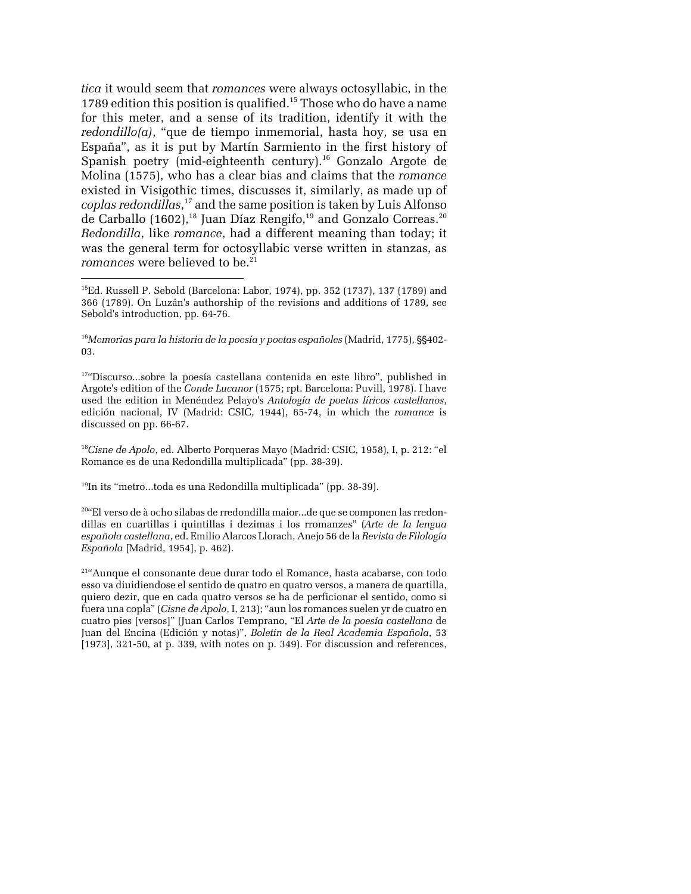*tica* it would seem that *romances* were always octosyllabic, in the 1789 edition this position is qualified.[15] Those who do have a name for this meter, and a sense of its tradition, identify it with the *redondillo(a)*, "que de tiempo inmemorial, hasta hoy, se usa en España", as it is put by Martín Sarmiento in the first history of Spanish poetry (mid-eighteenth century).[16] Gonzalo Argote de Molina (1575), who has a clear bias and claims that the *romance* existed in Visigothic times, discusses it, similarly, as made up of *coplas redondillas*,[17] and the same position is taken by Luis Alfonso de Carballo (1602),[18] Juan Díaz Rengifo,[19] and Gonzalo Correas.[20] *Redondilla*, like *romance*, had a different meaning than today; it was the general term for octosyllabic verse written in stanzas, as *romances* were believed to be.[21]

---

[15]Ed. Russell P. Sebold (Barcelona: Labor, 1974), pp. 352 (1737), 137 (1789) and 366 (1789). On Luzán's authorship of the revisions and additions of 1789, see Sebold's introduction, pp. 64-76.

[16]*Memorias para la historia de la poesía y poetas españoles* (Madrid, 1775), §§402-03.

[17]"Discurso...sobre la poesía castellana contenida en este libro", published in Argote's edition of the *Conde Lucanor* (1575; rpt. Barcelona: Puvill, 1978). I have used the edition in Menéndez Pelayo's *Antología de poetas líricos castellanos*, edición nacional, IV (Madrid: CSIC, 1944), 65-74, in which the *romance* is discussed on pp. 66-67.

[18]*Cisne de Apolo*, ed. Alberto Porqueras Mayo (Madrid: CSIC, 1958), I, p. 212: "el Romance es de una Redondilla multiplicada" (pp. 38-39).

[19]In its "metro...toda es una Redondilla multiplicada" (pp. 38-39).

[20]"El verso de à ocho silabas de rredondilla maior...de que se componen las rredondillas en cuartillas i quintillas i dezimas i los rromanzes" (*Arte de la lengua española castellana*, ed. Emilio Alarcos Llorach, Anejo 56 de la *Revista de Filología Española* [Madrid, 1954], p. 462).

[21]"Aunque el consonante deue durar todo el Romance, hasta acabarse, con todo esso va diuidiendose el sentido de quatro en quatro versos, a manera de quartilla, quiero dezir, que en cada quatro versos se ha de perficionar el sentido, como si fuera una copla" (*Cisne de Apolo*, I, 213); "aun los romances suelen yr de cuatro en cuatro pies [versos]" (Juan Carlos Temprano, "El *Arte de la poesía castellana* de Juan del Encina (Edición y notas)", *Boletín de la Real Academia Española*, 53 [1973], 321-50, at p. 339, with notes on p. 349). For discussion and references,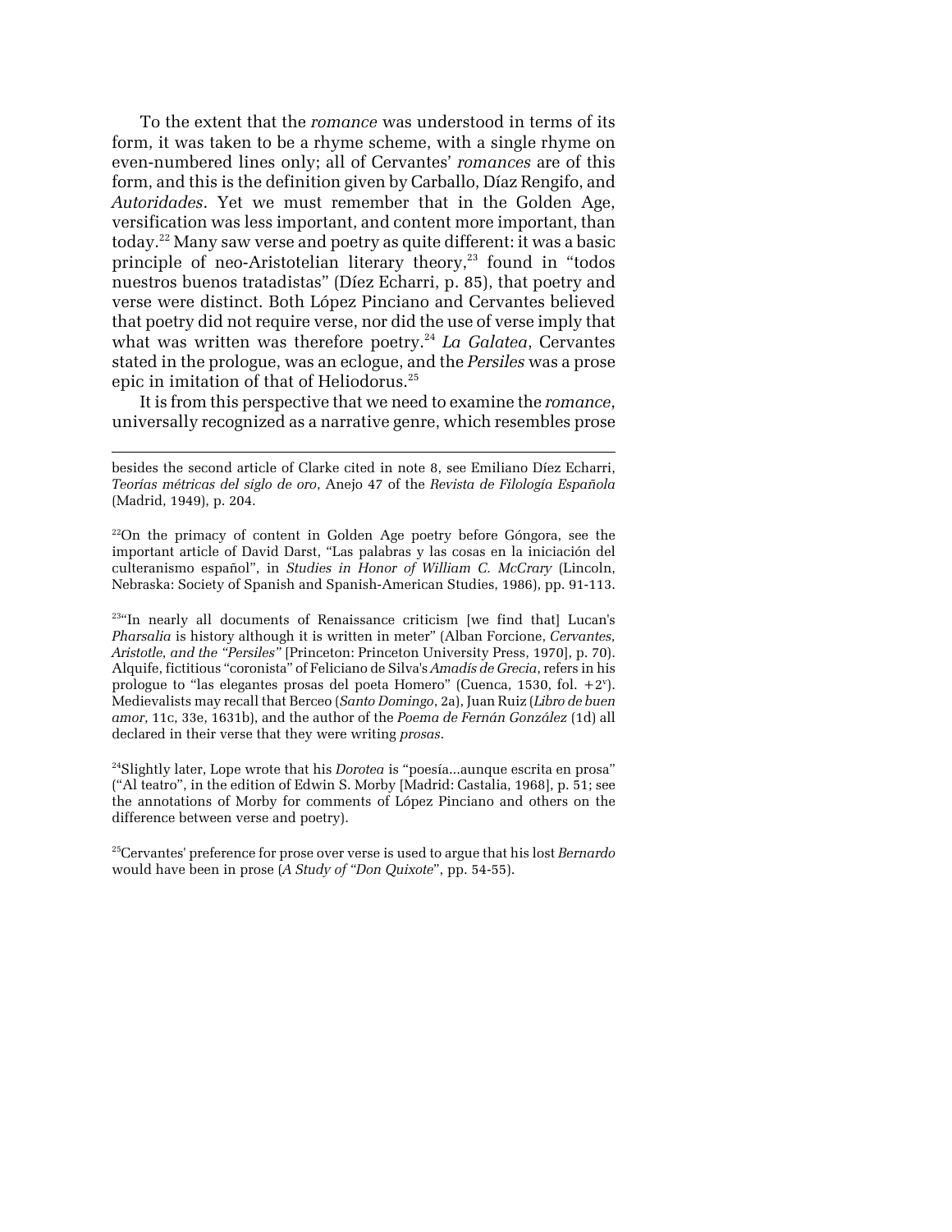To the extent that the *romance* was understood in terms of its form, it was taken to be a rhyme scheme, with a single rhyme on even-numbered lines only; all of Cervantes' *romances* are of this form, and this is the definition given by Carballo, Díaz Rengifo, and *Autoridades*. Yet we must remember that in the Golden Age, versification was less important, and content more important, than today.[22] Many saw verse and poetry as quite different: it was a basic principle of neo-Aristotelian literary theory,[23] found in "todos nuestros buenos tratadistas" (Díez Echarri, p. 85), that poetry and verse were distinct. Both López Pinciano and Cervantes believed that poetry did not require verse, nor did the use of verse imply that what was written was therefore poetry.[24] *La Galatea*, Cervantes stated in the prologue, was an eclogue, and the *Persiles* was a prose epic in imitation of that of Heliodorus.[25]

It is from this perspective that we need to examine the *romance*, universally recognized as a narrative genre, which resembles prose

---

besides the second article of Clarke cited in note 8, see Emiliano Díez Echarri, *Teorías métricas del siglo de oro*, Anejo 47 of the *Revista de Filología Española* (Madrid, 1949), p. 204.

[22]On the primacy of content in Golden Age poetry before Góngora, see the important article of David Darst, "Las palabras y las cosas en la iniciación del culteranismo español", in *Studies in Honor of William C. McCrary* (Lincoln, Nebraska: Society of Spanish and Spanish-American Studies, 1986), pp. 91-113.

[23]"In nearly all documents of Renaissance criticism [we find that] Lucan's *Pharsalia* is history although it is written in meter" (Alban Forcione, *Cervantes, Aristotle, and the "Persiles"* [Princeton: Princeton University Press, 1970], p. 70). Alquife, fictitious "coronista" of Feliciano de Silva's *Amadís de Grecia*, refers in his prologue to "las elegantes prosas del poeta Homero" (Cuenca, 1530, fol. +2v). Medievalists may recall that Berceo (*Santo Domingo*, 2a), Juan Ruiz (*Libro de buen amor*, 11c, 33e, 1631b), and the author of the *Poema de Fernán González* (1d) all declared in their verse that they were writing *prosas*.

[24]Slightly later, Lope wrote that his *Dorotea* is "poesía...aunque escrita en prosa" ("Al teatro", in the edition of Edwin S. Morby [Madrid: Castalia, 1968], p. 51; see the annotations of Morby for comments of López Pinciano and others on the difference between verse and poetry).

[25]Cervantes' preference for prose over verse is used to argue that his lost *Bernardo* would have been in prose (*A Study of "Don Quixote"*, pp. 54-55).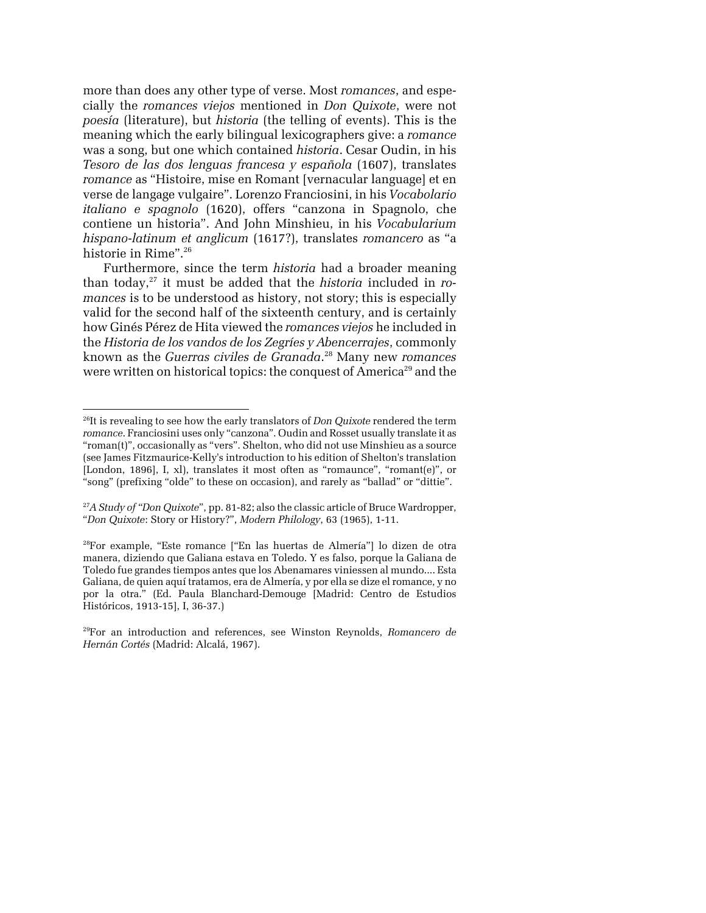more than does any other type of verse. Most *romances*, and especially the *romances viejos* mentioned in *Don Quixote*, were not *poesía* (literature), but *historia* (the telling of events). This is the meaning which the early bilingual lexicographers give: a *romance* was a song, but one which contained *historia*. Cesar Oudin, in his *Tesoro de las dos lenguas francesa y española* (1607), translates *romance* as "Histoire, mise en Romant [vernacular language] et en verse de langage vulgaire". Lorenzo Franciosini, in his *Vocabolario italiano e spagnolo* (1620), offers "canzona in Spagnolo, che contiene un historia". And John Minshieu, in his *Vocabularium hispano-latinum et anglicum* (1617?), translates *romancero* as "a historie in Rime".[26]

Furthermore, since the term *historia* had a broader meaning than today,[27] it must be added that the *historia* included in *romances* is to be understood as history, not story; this is especially valid for the second half of the sixteenth century, and is certainly how Ginés Pérez de Hita viewed the *romances viejos* he included in the *Historia de los vandos de los Zegríes y Abencerrajes*, commonly known as the *Guerras civiles de Granada*.[28] Many new *romances* were written on historical topics: the conquest of America[29] and the

---

[26]It is revealing to see how the early translators of *Don Quixote* rendered the term *romance*. Franciosini uses only "canzona". Oudin and Rosset usually translate it as "roman(t)", occasionally as "vers". Shelton, who did not use Minshieu as a source (see James Fitzmaurice-Kelly's introduction to his edition of Shelton's translation [London, 1896], I, xl), translates it most often as "romaunce", "romant(e)", or "song" (prefixing "olde" to these on occasion), and rarely as "ballad" or "dittie".

[27]*A Study of "Don Quixote"*, pp. 81-82; also the classic article of Bruce Wardropper, "*Don Quixote*: Story or History?", *Modern Philology*, 63 (1965), 1-11.

[28]For example, "Este romance ["En las huertas de Almería"] lo dizen de otra manera, diziendo que Galiana estava en Toledo. Y es falso, porque la Galiana de Toledo fue grandes tiempos antes que los Abenamares viniessen al mundo.... Esta Galiana, de quien aquí tratamos, era de Almería, y por ella se dize el romance, y no por la otra." (Ed. Paula Blanchard-Demouge [Madrid: Centro de Estudios Históricos, 1913-15], I, 36-37.)

[29]For an introduction and references, see Winston Reynolds, *Romancero de Hernán Cortés* (Madrid: Alcalá, 1967).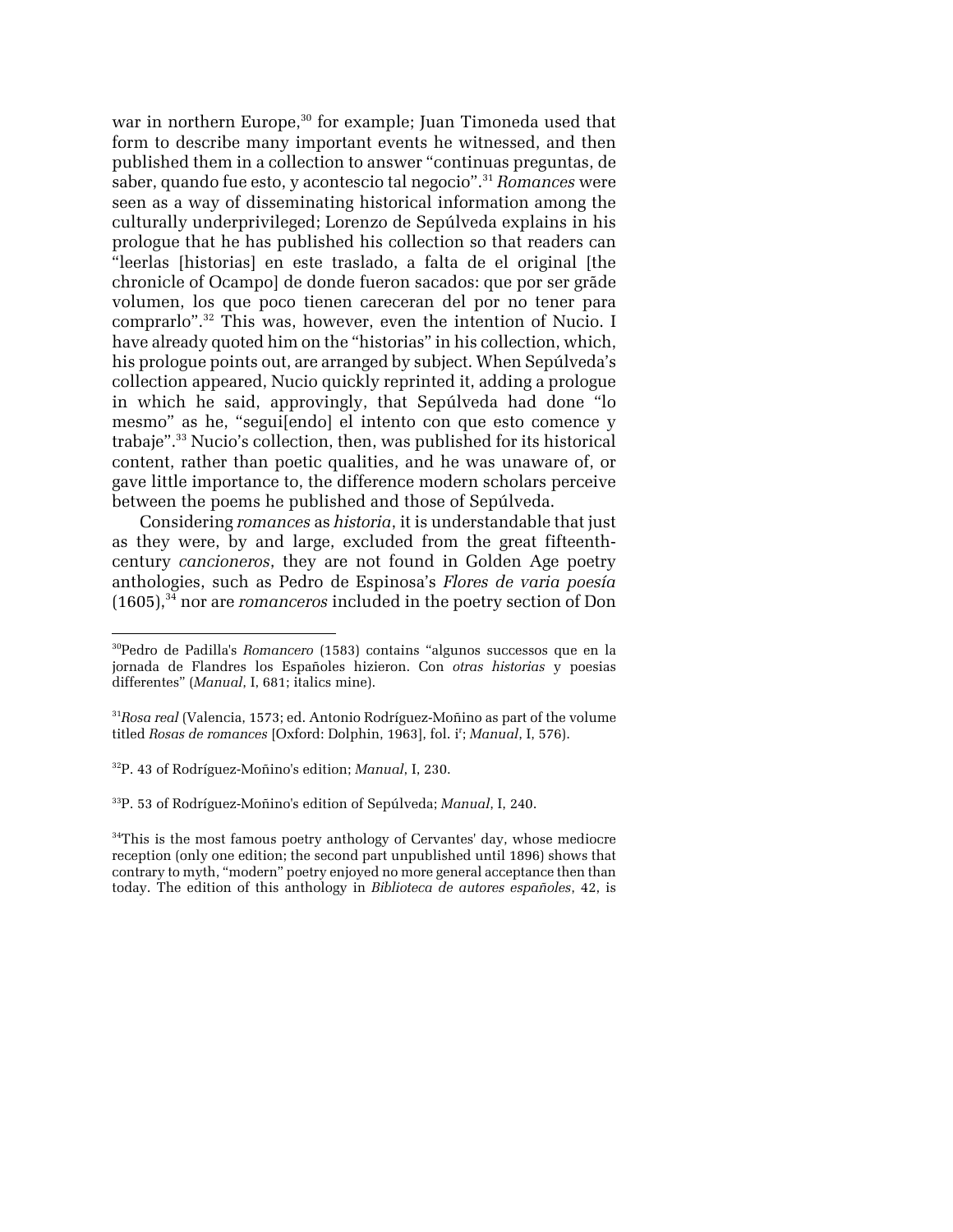war in northern Europe,[30] for example; Juan Timoneda used that form to describe many important events he witnessed, and then published them in a collection to answer "continuas preguntas, de saber, quando fue esto, y acontescio tal negocio".[31] *Romances* were seen as a way of disseminating historical information among the culturally underprivileged; Lorenzo de Sepúlveda explains in his prologue that he has published his collection so that readers can "leerlas [historias] en este traslado, a falta de el original [the chronicle of Ocampo] de donde fueron sacados: que por ser grãde volumen, los que poco tienen careceran del por no tener para comprarlo".[32] This was, however, even the intention of Nucio. I have already quoted him on the "historias" in his collection, which, his prologue points out, are arranged by subject. When Sepúlveda's collection appeared, Nucio quickly reprinted it, adding a prologue in which he said, approvingly, that Sepúlveda had done "lo mesmo" as he, "segui[endo] el intento con que esto comence y trabaje".[33] Nucio's collection, then, was published for its historical content, rather than poetic qualities, and he was unaware of, or gave little importance to, the difference modern scholars perceive between the poems he published and those of Sepúlveda.

Considering *romances* as *historia*, it is understandable that just as they were, by and large, excluded from the great fifteenth-century *cancioneros*, they are not found in Golden Age poetry anthologies, such as Pedro de Espinosa's *Flores de varia poesía* (1605),[34] nor are *romanceros* included in the poetry section of Don

---

[30] Pedro de Padilla's *Romancero* (1583) contains "algunos successos que en la jornada de Flandres los Españoles hizieron. Con *otras historias* y poesias differentes" (*Manual*, I, 681; italics mine).

[31] *Rosa real* (Valencia, 1573; ed. Antonio Rodríguez-Moñino as part of the volume titled *Rosas de romances* [Oxford: Dolphin, 1963], fol. i$^r$; *Manual*, I, 576).

[32] P. 43 of Rodríguez-Moñino's edition; *Manual*, I, 230.

[33] P. 53 of Rodríguez-Moñino's edition of Sepúlveda; *Manual*, I, 240.

[34] This is the most famous poetry anthology of Cervantes' day, whose mediocre reception (only one edition; the second part unpublished until 1896) shows that contrary to myth, "modern" poetry enjoyed no more general acceptance then than today. The edition of this anthology in *Biblioteca de autores españoles*, 42, is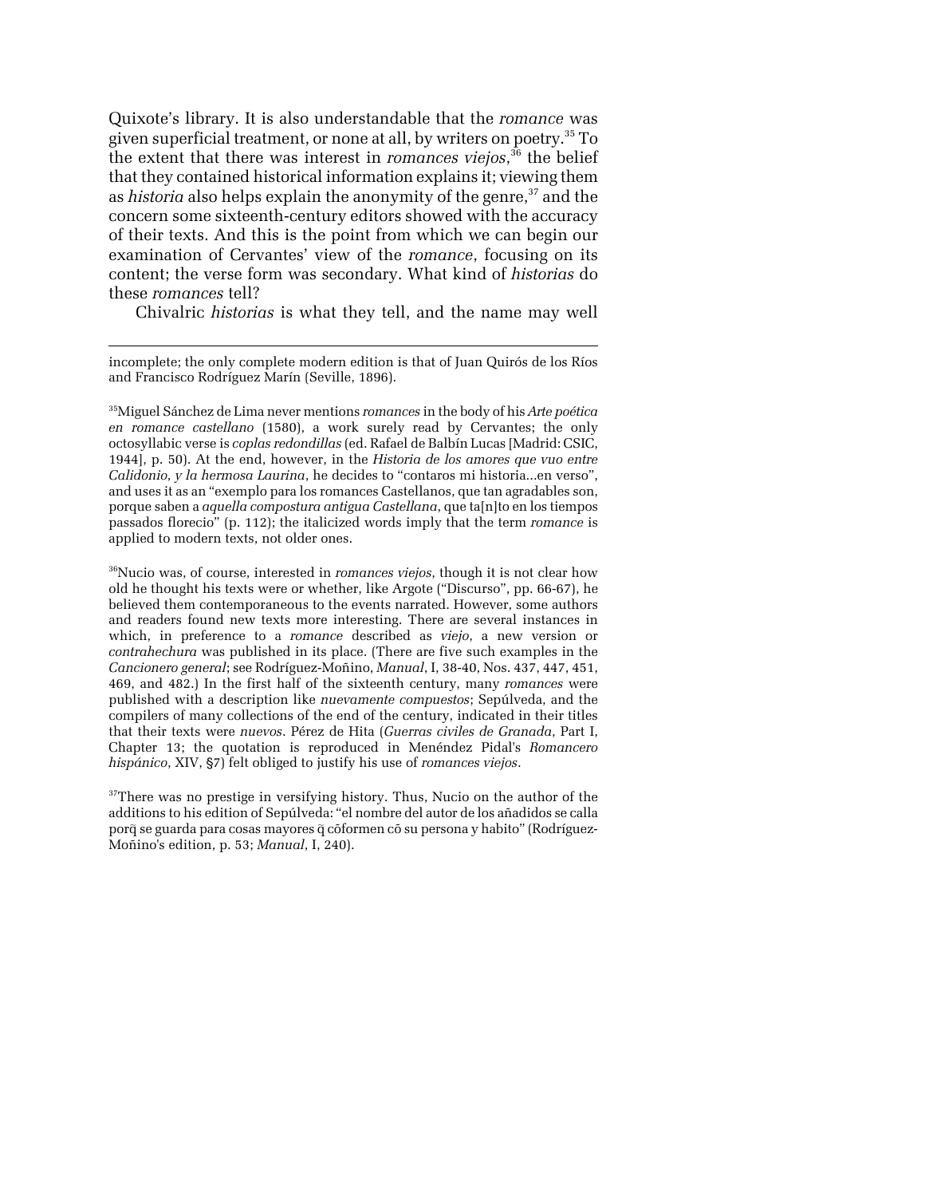Quixote's library. It is also understandable that the *romance* was given superficial treatment, or none at all, by writers on poetry.[35] To the extent that there was interest in *romances viejos*,[36] the belief that they contained historical information explains it; viewing them as *historia* also helps explain the anonymity of the genre,[37] and the concern some sixteenth-century editors showed with the accuracy of their texts. And this is the point from which we can begin our examination of Cervantes' view of the *romance*, focusing on its content; the verse form was secondary. What kind of *historias* do these *romances* tell?

Chivalric *historias* is what they tell, and the name may well

---

incomplete; the only complete modern edition is that of Juan Quirós de los Ríos and Francisco Rodríguez Marín (Seville, 1896).

[35]Miguel Sánchez de Lima never mentions *romances* in the body of his *Arte poética en romance castellano* (1580), a work surely read by Cervantes; the only octosyllabic verse is *coplas redondillas* (ed. Rafael de Balbín Lucas [Madrid: CSIC, 1944], p. 50). At the end, however, in the *Historia de los amores que vuo entre Calidonio, y la hermosa Laurina*, he decides to "contaros mi historia...en verso", and uses it as an "exemplo para los romances Castellanos, que tan agradables son, porque saben a *aquella compostura antigua Castellana*, que ta[n]to en los tiempos passados florecio" (p. 112); the italicized words imply that the term *romance* is applied to modern texts, not older ones.

[36]Nucio was, of course, interested in *romances viejos*, though it is not clear how old he thought his texts were or whether, like Argote ("Discurso", pp. 66-67), he believed them contemporaneous to the events narrated. However, some authors and readers found new texts more interesting. There are several instances in which, in preference to a *romance* described as *viejo*, a new version or *contrahechura* was published in its place. (There are five such examples in the *Cancionero general*; see Rodríguez-Moñino, *Manual*, I, 38-40, Nos. 437, 447, 451, 469, and 482.) In the first half of the sixteenth century, many *romances* were published with a description like *nuevamente compuestos*; Sepúlveda, and the compilers of many collections of the end of the century, indicated in their titles that their texts were *nuevos*. Pérez de Hita (*Guerras civiles de Granada*, Part I, Chapter 13; the quotation is reproduced in Menéndez Pidal's *Romancero hispánico*, XIV, §7) felt obliged to justify his use of *romances viejos*.

[37]There was no prestige in versifying history. Thus, Nucio on the author of the additions to his edition of Sepúlveda: "el nombre del autor de los añadidos se calla porq̃ se guarda para cosas mayores q̃ cõformen cõ su persona y habito" (Rodríguez-Moñino's edition, p. 53; *Manual*, I, 240).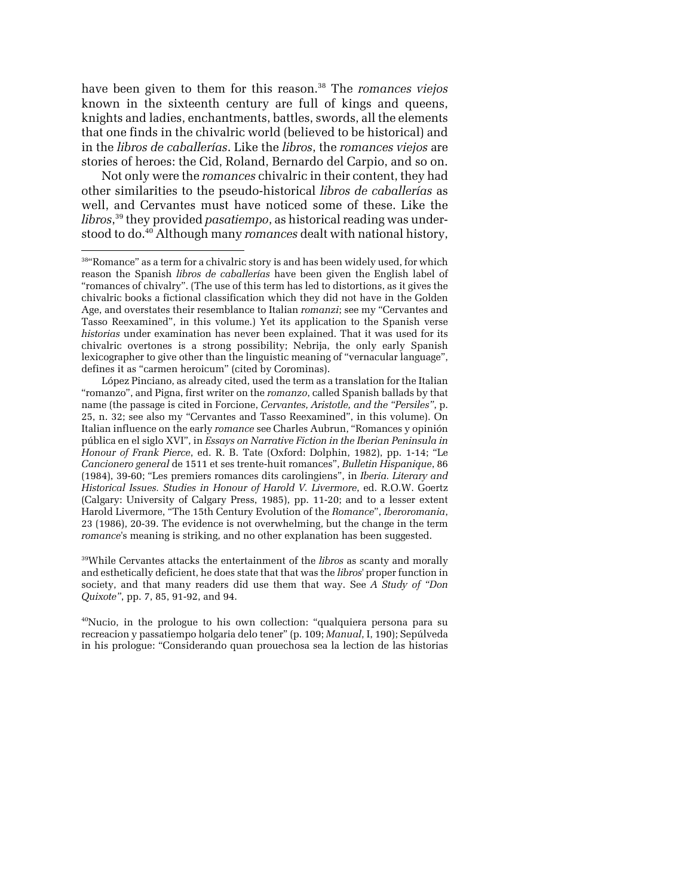have been given to them for this reason.[38] The *romances viejos* known in the sixteenth century are full of kings and queens, knights and ladies, enchantments, battles, swords, all the elements that one finds in the chivalric world (believed to be historical) and in the *libros de caballerías*. Like the *libros*, the *romances viejos* are stories of heroes: the Cid, Roland, Bernardo del Carpio, and so on.

Not only were the *romances* chivalric in their content, they had other similarities to the pseudo-historical *libros de caballerías* as well, and Cervantes must have noticed some of these. Like the *libros*,[39] they provided *pasatiempo*, as historical reading was understood to do.[40] Although many *romances* dealt with national history,

---

[38]"Romance" as a term for a chivalric story is and has been widely used, for which reason the Spanish *libros de caballerías* have been given the English label of "romances of chivalry". (The use of this term has led to distortions, as it gives the chivalric books a fictional classification which they did not have in the Golden Age, and overstates their resemblance to Italian *romanzi*; see my "Cervantes and Tasso Reexamined", in this volume.) Yet its application to the Spanish verse *historias* under examination has never been explained. That it was used for its chivalric overtones is a strong possibility; Nebrija, the only early Spanish lexicographer to give other than the linguistic meaning of "vernacular language", defines it as "carmen heroicum" (cited by Corominas).

López Pinciano, as already cited, used the term as a translation for the Italian "romanzo", and Pigna, first writer on the *romanzo*, called Spanish ballads by that name (the passage is cited in Forcione, *Cervantes, Aristotle, and the "Persiles"*, p. 25, n. 32; see also my "Cervantes and Tasso Reexamined", in this volume). On Italian influence on the early *romance* see Charles Aubrun, "Romances y opinión pública en el siglo XVI", in *Essays on Narrative Fiction in the Iberian Peninsula in Honour of Frank Pierce*, ed. R. B. Tate (Oxford: Dolphin, 1982), pp. 1-14; "Le *Cancionero general* de 1511 et ses trente-huit romances", *Bulletin Hispanique*, 86 (1984), 39-60; "Les premiers romances dits carolingiens", in *Iberia. Literary and Historical Issues. Studies in Honour of Harold V. Livermore*, ed. R.O.W. Goertz (Calgary: University of Calgary Press, 1985), pp. 11-20; and to a lesser extent Harold Livermore, "The 15th Century Evolution of the *Romance*", *Iberoromania*, 23 (1986), 20-39. The evidence is not overwhelming, but the change in the term *romance*'s meaning is striking, and no other explanation has been suggested.

[39]While Cervantes attacks the entertainment of the *libros* as scanty and morally and esthetically deficient, he does state that that was the *libros*' proper function in society, and that many readers did use them that way. See *A Study of "Don Quixote"*, pp. 7, 85, 91-92, and 94.

[40]Nucio, in the prologue to his own collection: "qualquiera persona para su recreacion y passatiempo holgaria delo tener" (p. 109; *Manual*, I, 190); Sepúlveda in his prologue: "Considerando quan prouechosa sea la lection de las historias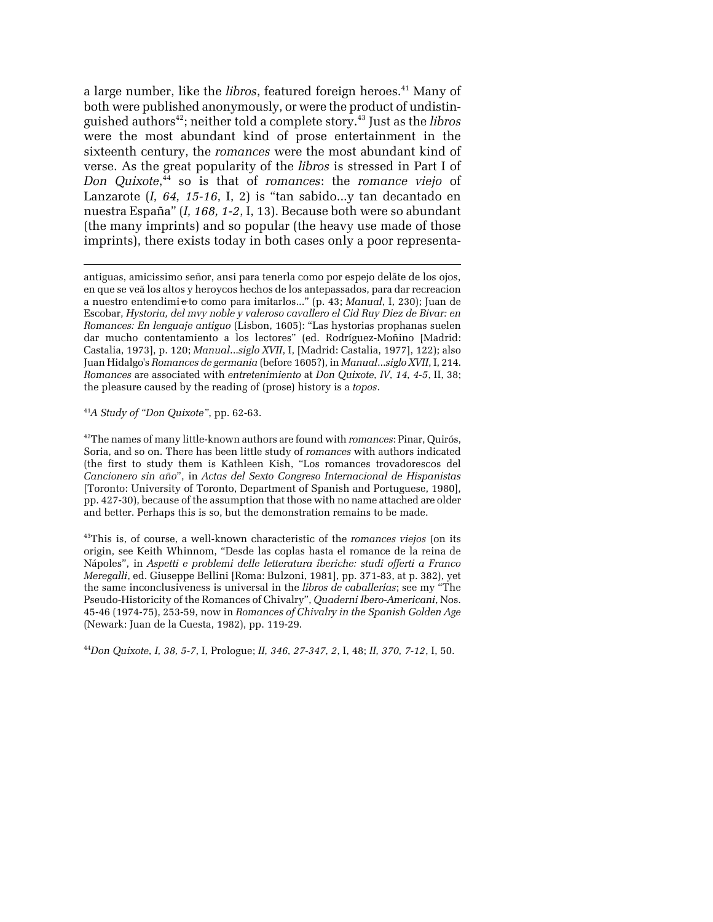a large number, like the *libros*, featured foreign heroes.[41] Many of both were published anonymously, or were the product of undistinguished authors[42]; neither told a complete story.[43] Just as the *libros* were the most abundant kind of prose entertainment in the sixteenth century, the *romances* were the most abundant kind of verse. As the great popularity of the *libros* is stressed in Part I of *Don Quixote*,[44] so is that of *romances*: the *romance viejo* of Lanzarote (*I, 64, 15-16*, I, 2) is "tan sabido...y tan decantado en nuestra España" (*I, 168, 1-2*, I, 13). Because both were so abundant (the many imprints) and so popular (the heavy use made of those imprints), there exists today in both cases only a poor representa-

---

antiguas, amicissimo señor, ansi para tenerla como por espejo delãte de los ojos, en que se veã los altos y heroycos hechos de los antepassados, para dar recreacion a nuestro entendimi~~e~~to como para imitarlos..." (p. 43; *Manual*, I, 230); Juan de Escobar, *Hystoria, del mvy noble y valeroso cavallero el Cid Ruy Diez de Bivar: en Romances: En lenguaje antiguo* (Lisbon, 1605): "Las hystorias prophanas suelen dar mucho contentamiento a los lectores" (ed. Rodríguez-Moñino [Madrid: Castalia, 1973], p. 120; *Manual...siglo XVII*, I, [Madrid: Castalia, 1977], 122); also Juan Hidalgo's *Romances de germania* (before 1605?), in *Manual...siglo XVII*, I, 214. *Romances* are associated with *entretenimiento* at *Don Quixote, IV, 14, 4-5*, II, 38; the pleasure caused by the reading of (prose) history is a *topos*.

[41] *A Study of "Don Quixote"*, pp. 62-63.

[42] The names of many little-known authors are found with *romances*: Pinar, Quirós, Soria, and so on. There has been little study of *romances* with authors indicated (the first to study them is Kathleen Kish, "Los romances trovadorescos del *Cancionero sin año*", in *Actas del Sexto Congreso Internacional de Hispanistas* [Toronto: University of Toronto, Department of Spanish and Portuguese, 1980], pp. 427-30), because of the assumption that those with no name attached are older and better. Perhaps this is so, but the demonstration remains to be made.

[43] This is, of course, a well-known characteristic of the *romances viejos* (on its origin, see Keith Whinnom, "Desde las coplas hasta el romance de la reina de Nápoles", in *Aspetti e problemi delle letteratura iberiche: studi offerti a Franco Meregalli*, ed. Giuseppe Bellini [Roma: Bulzoni, 1981], pp. 371-83, at p. 382), yet the same inconclusiveness is universal in the *libros de caballerías*; see my "The Pseudo-Historicity of the Romances of Chivalry", *Quaderni Ibero-Americani*, Nos. 45-46 (1974-75), 253-59, now in *Romances of Chivalry in the Spanish Golden Age* (Newark: Juan de la Cuesta, 1982), pp. 119-29.

[44] *Don Quixote*, *I, 38, 5-7*, I, Prologue; *II, 346, 27-347, 2*, I, 48; *II, 370, 7-12*, I, 50.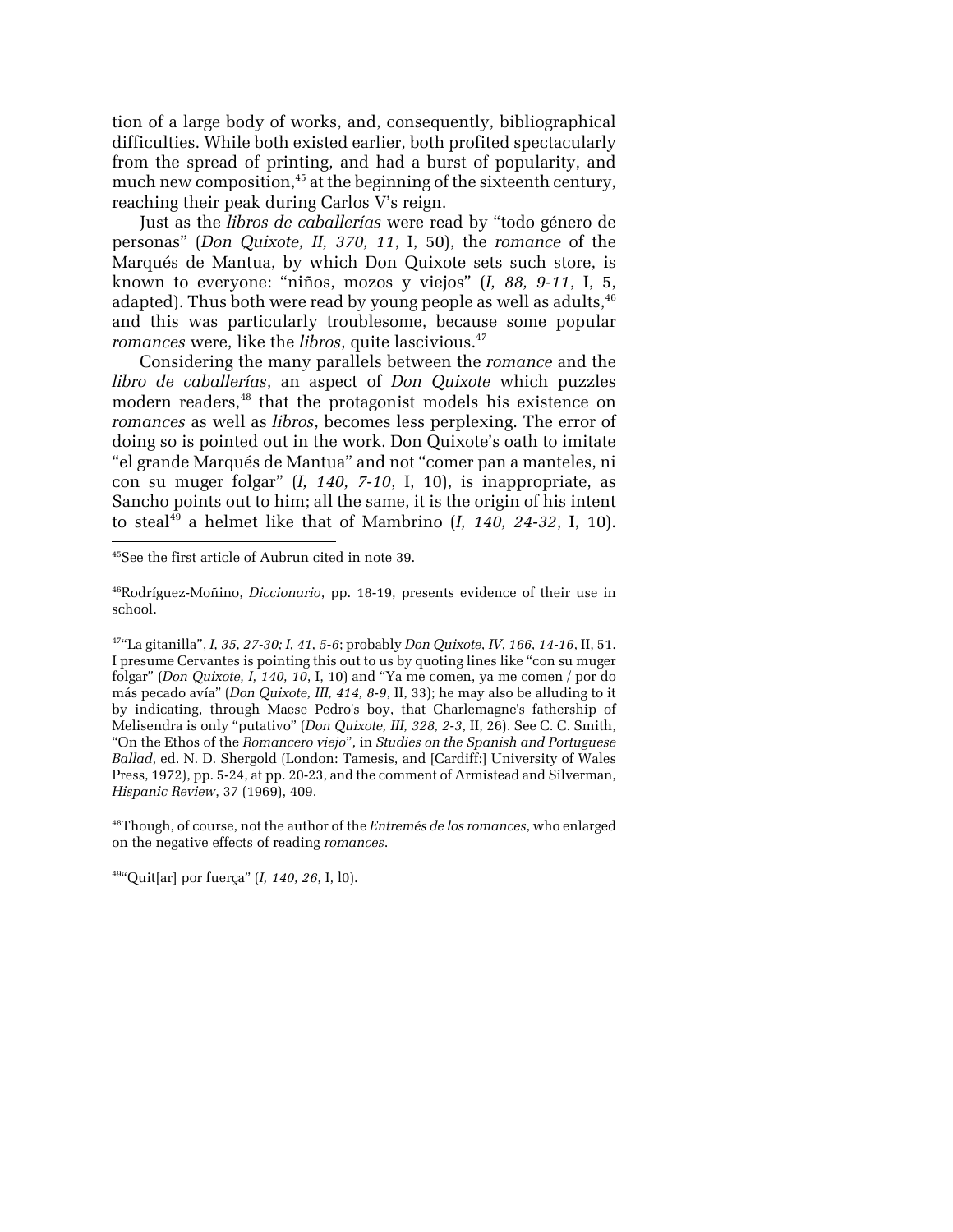tion of a large body of works, and, consequently, bibliographical difficulties. While both existed earlier, both profited spectacularly from the spread of printing, and had a burst of popularity, and much new composition,[45] at the beginning of the sixteenth century, reaching their peak during Carlos V's reign.

Just as the *libros de caballerías* were read by "todo género de personas" (*Don Quixote, II, 370, 11*, I, 50), the *romance* of the Marqués de Mantua, by which Don Quixote sets such store, is known to everyone: "niños, mozos y viejos" (*I, 88, 9-11*, I, 5, adapted). Thus both were read by young people as well as adults,[46] and this was particularly troublesome, because some popular *romances* were, like the *libros*, quite lascivious.[47]

Considering the many parallels between the *romance* and the *libro de caballerías*, an aspect of *Don Quixote* which puzzles modern readers,[48] that the protagonist models his existence on *romances* as well as *libros*, becomes less perplexing. The error of doing so is pointed out in the work. Don Quixote's oath to imitate "el grande Marqués de Mantua" and not "comer pan a manteles, ni con su muger folgar" (*I, 140, 7-10*, I, 10), is inappropriate, as Sancho points out to him; all the same, it is the origin of his intent to steal[49] a helmet like that of Mambrino (*I, 140, 24-32*, I, 10).

---

[45]See the first article of Aubrun cited in note 39.

[46]Rodríguez-Moñino, *Diccionario*, pp. 18-19, presents evidence of their use in school.

[47]"La gitanilla", *I, 35, 27-30; I, 41, 5-6*; probably *Don Quixote*, *IV, 166, 14-16*, II, 51. I presume Cervantes is pointing this out to us by quoting lines like "con su muger folgar" (*Don Quixote, I, 140, 10*, I, 10) and "Ya me comen, ya me comen / por do más pecado avía" (*Don Quixote, III, 414, 8-9*, II, 33); he may also be alluding to it by indicating, through Maese Pedro's boy, that Charlemagne's fathership of Melisendra is only "putativo" (*Don Quixote, III, 328, 2-3*, II, 26). See C. C. Smith, "On the Ethos of the *Romancero viejo*", in *Studies on the Spanish and Portuguese Ballad*, ed. N. D. Shergold (London: Tamesis, and [Cardiff:] University of Wales Press, 1972), pp. 5-24, at pp. 20-23, and the comment of Armistead and Silverman, *Hispanic Review*, 37 (1969), 409.

[48]Though, of course, not the author of the *Entremés de los romances*, who enlarged on the negative effects of reading *romances*.

[49]"Quit[ar] por fuerça" (*I, 140, 26*, I, l0).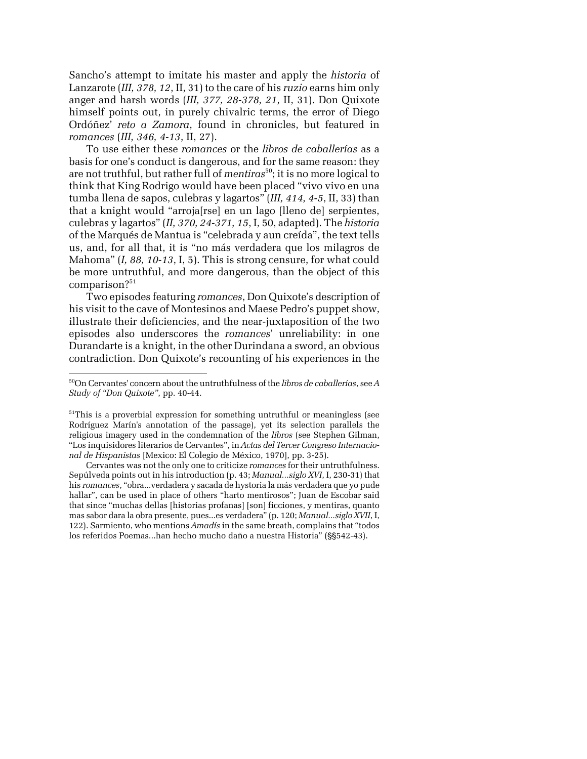Sancho's attempt to imitate his master and apply the *historia* of Lanzarote (*III, 378, 12*, II, 31) to the care of his *ruzio* earns him only anger and harsh words (*III, 377, 28-378, 21*, II, 31). Don Quixote himself points out, in purely chivalric terms, the error of Diego Ordóñez' *reto a Zamora*, found in chronicles, but featured in *romances* (*III, 346, 4-13*, II, 27).

To use either these *romances* or the *libros de caballerías* as a basis for one's conduct is dangerous, and for the same reason: they are not truthful, but rather full of *mentiras*[50]; it is no more logical to think that King Rodrigo would have been placed "vivo vivo en una tumba llena de sapos, culebras y lagartos" (*III, 414, 4-5*, II, 33) than that a knight would "arroja[rse] en un lago [lleno de] serpientes, culebras y lagartos" (*II, 370, 24-371, 15*, I, 50, adapted). The *historia* of the Marqués de Mantua is "celebrada y aun creída", the text tells us, and, for all that, it is "no más verdadera que los milagros de Mahoma" (*I, 88, 10-13*, I, 5). This is strong censure, for what could be more untruthful, and more dangerous, than the object of this comparison?[51]

Two episodes featuring *romances*, Don Quixote's description of his visit to the cave of Montesinos and Maese Pedro's puppet show, illustrate their deficiencies, and the near-juxtaposition of the two episodes also underscores the *romances*' unreliability: in one Durandarte is a knight, in the other Durindana a sword, an obvious contradiction. Don Quixote's recounting of his experiences in the

---

[50]On Cervantes' concern about the untruthfulness of the *libros de caballerías*, see *A Study of "Don Quixote"*, pp. 40-44.

[51]This is a proverbial expression for something untruthful or meaningless (see Rodríguez Marín's annotation of the passage), yet its selection parallels the religious imagery used in the condemnation of the *libros* (see Stephen Gilman, "Los inquisidores literarios de Cervantes", in *Actas del Tercer Congreso Internacional de Hispanistas* [Mexico: El Colegio de México, 1970], pp. 3-25).

Cervantes was not the only one to criticize *romances* for their untruthfulness. Sepúlveda points out in his introduction (p. 43; *Manual...siglo XVI*, I, 230-31) that his *romances*, "obra...verdadera y sacada de hystoria la más verdadera que yo pude hallar", can be used in place of others "harto mentirosos"; Juan de Escobar said that since "muchas dellas [historias profanas] [son] ficciones, y mentiras, quanto mas sabor dara la obra presente, pues...es verdadera" (p. 120; *Manual...siglo XVII*, I, 122). Sarmiento, who mentions *Amadís* in the same breath, complains that "todos los referidos Poemas...han hecho mucho daño a nuestra Historia" (§§542-43).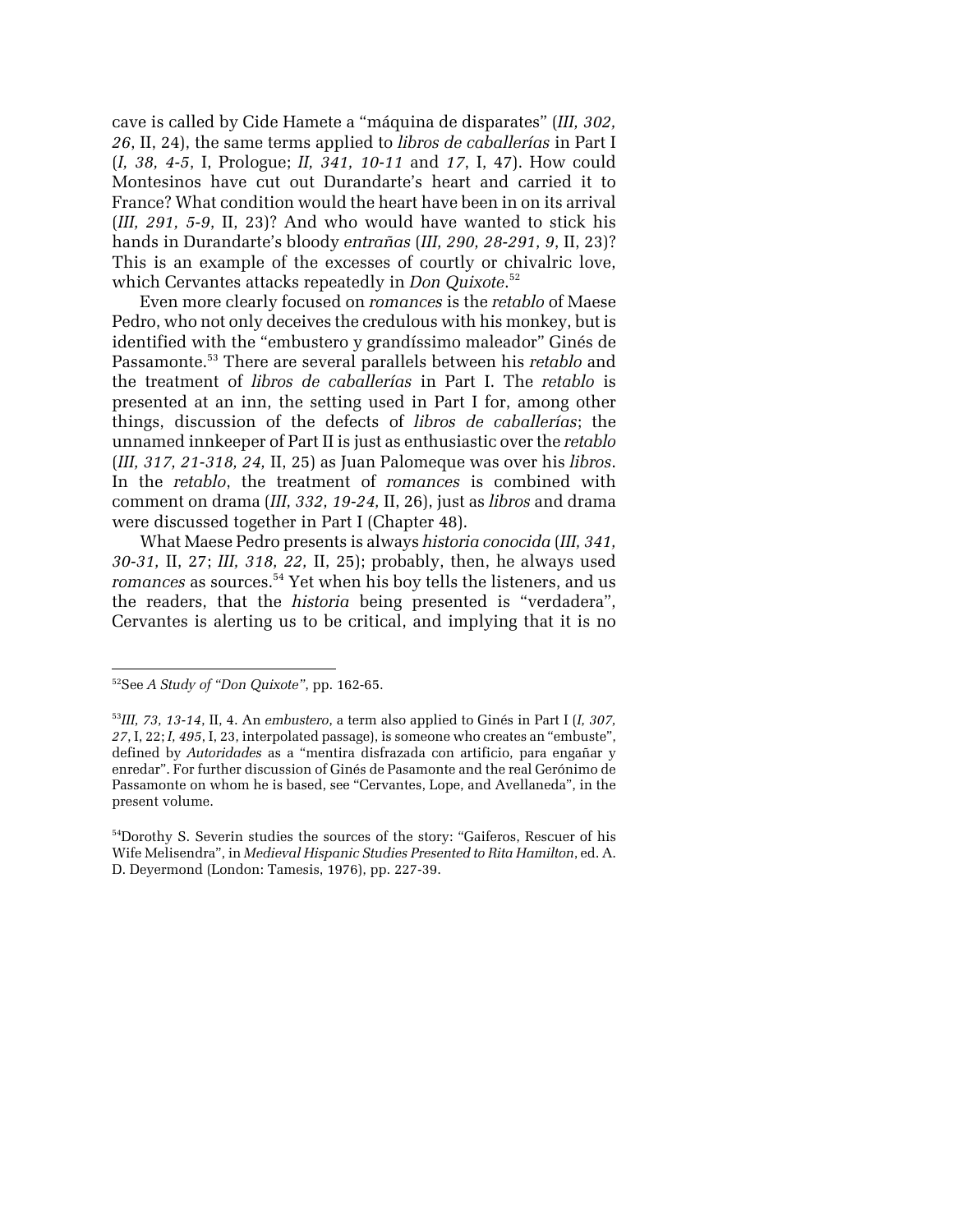cave is called by Cide Hamete a "máquina de disparates" (*III, 302, 26*, II, 24), the same terms applied to *libros de caballerías* in Part I (*I, 38, 4-5*, I, Prologue; *II, 341, 10-11* and *17*, I, 47). How could Montesinos have cut out Durandarte's heart and carried it to France? What condition would the heart have been in on its arrival (*III, 291, 5-9*, II, 23)? And who would have wanted to stick his hands in Durandarte's bloody *entrañas* (*III, 290, 28-291, 9*, II, 23)? This is an example of the excesses of courtly or chivalric love, which Cervantes attacks repeatedly in *Don Quixote*.[52]

Even more clearly focused on *romances* is the *retablo* of Maese Pedro, who not only deceives the credulous with his monkey, but is identified with the "embustero y grandíssimo maleador" Ginés de Passamonte.[53] There are several parallels between his *retablo* and the treatment of *libros de caballerías* in Part I. The *retablo* is presented at an inn, the setting used in Part I for, among other things, discussion of the defects of *libros de caballerías*; the unnamed innkeeper of Part II is just as enthusiastic over the *retablo* (*III, 317, 21-318, 24*, II, 25) as Juan Palomeque was over his *libros*. In the *retablo*, the treatment of *romances* is combined with comment on drama (*III, 332, 19-24*, II, 26), just as *libros* and drama were discussed together in Part I (Chapter 48).

What Maese Pedro presents is always *historia conocida* (*III, 341, 30-31*, II, 27; *III, 318, 22*, II, 25); probably, then, he always used *romances* as sources.[54] Yet when his boy tells the listeners, and us the readers, that the *historia* being presented is "verdadera", Cervantes is alerting us to be critical, and implying that it is no

---

[52]See *A Study of "Don Quixote"*, pp. 162-65.

[53]*III, 73, 13-14*, II, 4. An *embustero*, a term also applied to Ginés in Part I (*I, 307, 27*, I, 22; *I, 495*, I, 23, interpolated passage), is someone who creates an "embuste", defined by *Autoridades* as a "mentira disfrazada con artificio, para engañar y enredar". For further discussion of Ginés de Pasamonte and the real Gerónimo de Passamonte on whom he is based, see "Cervantes, Lope, and Avellaneda", in the present volume.

[54]Dorothy S. Severin studies the sources of the story: "Gaiferos, Rescuer of his Wife Melisendra", in *Medieval Hispanic Studies Presented to Rita Hamilton*, ed. A. D. Deyermond (London: Tamesis, 1976), pp. 227-39.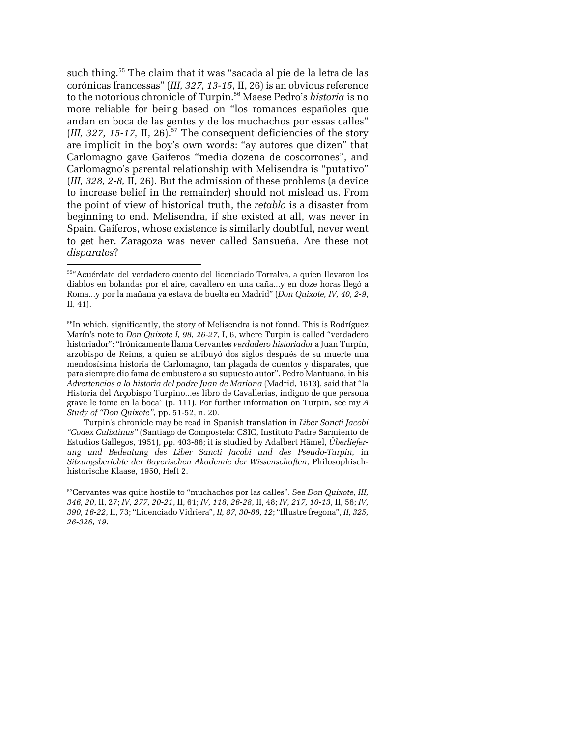such thing.[55] The claim that it was "sacada al pie de la letra de las corónicas francessas" (*III, 327, 13-15,* II, 26) is an obvious reference to the notorious chronicle of Turpin.[56] Maese Pedro's *historia* is no more reliable for being based on "los romances españoles que andan en boca de las gentes y de los muchachos por essas calles" (*III, 327, 15-17,* II, 26).[57] The consequent deficiencies of the story are implicit in the boy's own words: "ay autores que dizen" that Carlomagno gave Gaiferos "media dozena de coscorrones", and Carlomagno's parental relationship with Melisendra is "putativo" (*III, 328, 2-8,* II, 26). But the admission of these problems (a device to increase belief in the remainder) should not mislead us. From the point of view of historical truth, the *retablo* is a disaster from beginning to end. Melisendra, if she existed at all, was never in Spain. Gaiferos, whose existence is similarly doubtful, never went to get her. Zaragoza was never called Sansueña. Are these not *disparates*?

---

[55]"Acuérdate del verdadero cuento del licenciado Torralva, a quien llevaron los diablos en bolandas por el aire, cavallero en una caña...y en doze horas llegó a Roma...y por la mañana ya estava de buelta en Madrid" (*Don Quixote, IV, 40, 2-9*, II, 41).

[56]In which, significantly, the story of Melisendra is not found. This is Rodríguez Marín's note to *Don Quixote I, 98, 26-27*, I, 6, where Turpin is called "verdadero historiador": "Irónicamente llama Cervantes *verdadero historiador* a Juan Turpín, arzobispo de Reims, a quien se atribuyó dos siglos después de su muerte una mendosísima historia de Carlomagno, tan plagada de cuentos y disparates, que para siempre dio fama de embustero a su supuesto autor". Pedro Mantuano, in his *Advertencias a la historia del padre Juan de Mariana* (Madrid, 1613), said that "la Historia del Arçobispo Turpino...es libro de Cavallerias, indigno de que persona grave le tome en la boca" (p. 111). For further information on Turpin, see my *A Study of "Don Quixote"*, pp. 51-52, n. 20.

Turpin's chronicle may be read in Spanish translation in *Liber Sancti Jacobi "Codex Calixtinus"* (Santiago de Compostela: CSIC, Instituto Padre Sarmiento de Estudios Gallegos, 1951), pp. 403-86; it is studied by Adalbert Hämel, *Überlieferung und Bedeutung des Liber Sancti Jacobi und des Pseudo-Turpin*, in *Sitzungsberichte der Bayerischen Akademie der Wissenschaften*, Philosophisch-historische Klaase, 1950, Heft 2.

[57]Cervantes was quite hostile to "muchachos por las calles". See *Don Quixote, III, 346, 20*, II, 27; *IV, 277, 20-21*, II, 61; *IV, 118, 26-28*, II, 48; *IV, 217, 10-13*, II, 56; *IV, 390, 16-22*, II, 73; "Licenciado Vidriera", *II, 87, 30-88, 12*; "Illustre fregona", *II, 325, 26-326, 19*.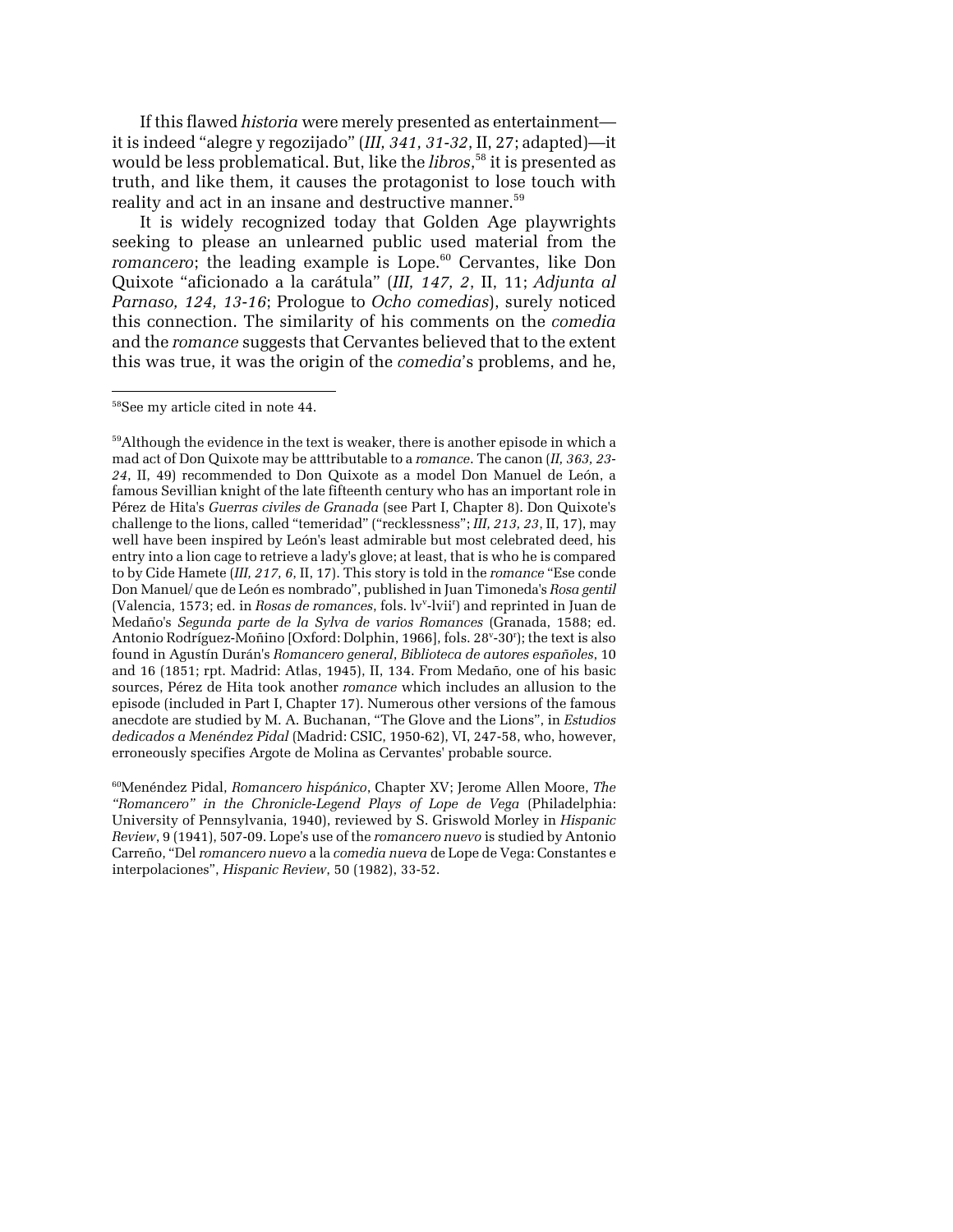If this flawed *historia* were merely presented as entertainment—it is indeed "alegre y regozijado" (*III, 341, 31-32*, II, 27; adapted)—it would be less problematical. But, like the *libros*,[58] it is presented as truth, and like them, it causes the protagonist to lose touch with reality and act in an insane and destructive manner.[59]

It is widely recognized today that Golden Age playwrights seeking to please an unlearned public used material from the *romancero*; the leading example is Lope.[60] Cervantes, like Don Quixote "aficionado a la carátula" (*III, 147, 2*, II, 11; *Adjunta al Parnaso, 124, 13-16*; Prologue to *Ocho comedias*), surely noticed this connection. The similarity of his comments on the *comedia* and the *romance* suggests that Cervantes believed that to the extent this was true, it was the origin of the *comedia*'s problems, and he,

---

[58]See my article cited in note 44.

[59]Although the evidence in the text is weaker, there is another episode in which a mad act of Don Quixote may be atttributable to a *romance*. The canon (*II, 363, 23-24*, II, 49) recommended to Don Quixote as a model Don Manuel de León, a famous Sevillian knight of the late fifteenth century who has an important role in Pérez de Hita's *Guerras civiles de Granada* (see Part I, Chapter 8). Don Quixote's challenge to the lions, called "temeridad" ("recklessness"; *III, 213, 23*, II, 17), may well have been inspired by León's least admirable but most celebrated deed, his entry into a lion cage to retrieve a lady's glove; at least, that is who he is compared to by Cide Hamete (*III, 217, 6*, II, 17). This story is told in the *romance* "Ese conde Don Manuel/ que de León es nombrado", published in Juan Timoneda's *Rosa gentil* (Valencia, 1573; ed. in *Rosas de romances*, fols. lv[v]-lvii[r]) and reprinted in Juan de Medaño's *Segunda parte de la Sylva de varios Romances* (Granada, 1588; ed. Antonio Rodríguez-Moñino [Oxford: Dolphin, 1966], fols. 28[v]-30[r]); the text is also found in Agustín Durán's *Romancero general*, *Biblioteca de autores españoles*, 10 and 16 (1851; rpt. Madrid: Atlas, 1945), II, 134. From Medaño, one of his basic sources, Pérez de Hita took another *romance* which includes an allusion to the episode (included in Part I, Chapter 17). Numerous other versions of the famous anecdote are studied by M. A. Buchanan, "The Glove and the Lions", in *Estudios dedicados a Menéndez Pidal* (Madrid: CSIC, 1950-62), VI, 247-58, who, however, erroneously specifies Argote de Molina as Cervantes' probable source.

[60]Menéndez Pidal, *Romancero hispánico*, Chapter XV; Jerome Allen Moore, *The "Romancero" in the Chronicle-Legend Plays of Lope de Vega* (Philadelphia: University of Pennsylvania, 1940), reviewed by S. Griswold Morley in *Hispanic Review*, 9 (1941), 507-09. Lope's use of the *romancero nuevo* is studied by Antonio Carreño, "Del *romancero nuevo* a la *comedia nueva* de Lope de Vega: Constantes e interpolaciones", *Hispanic Review*, 50 (1982), 33-52.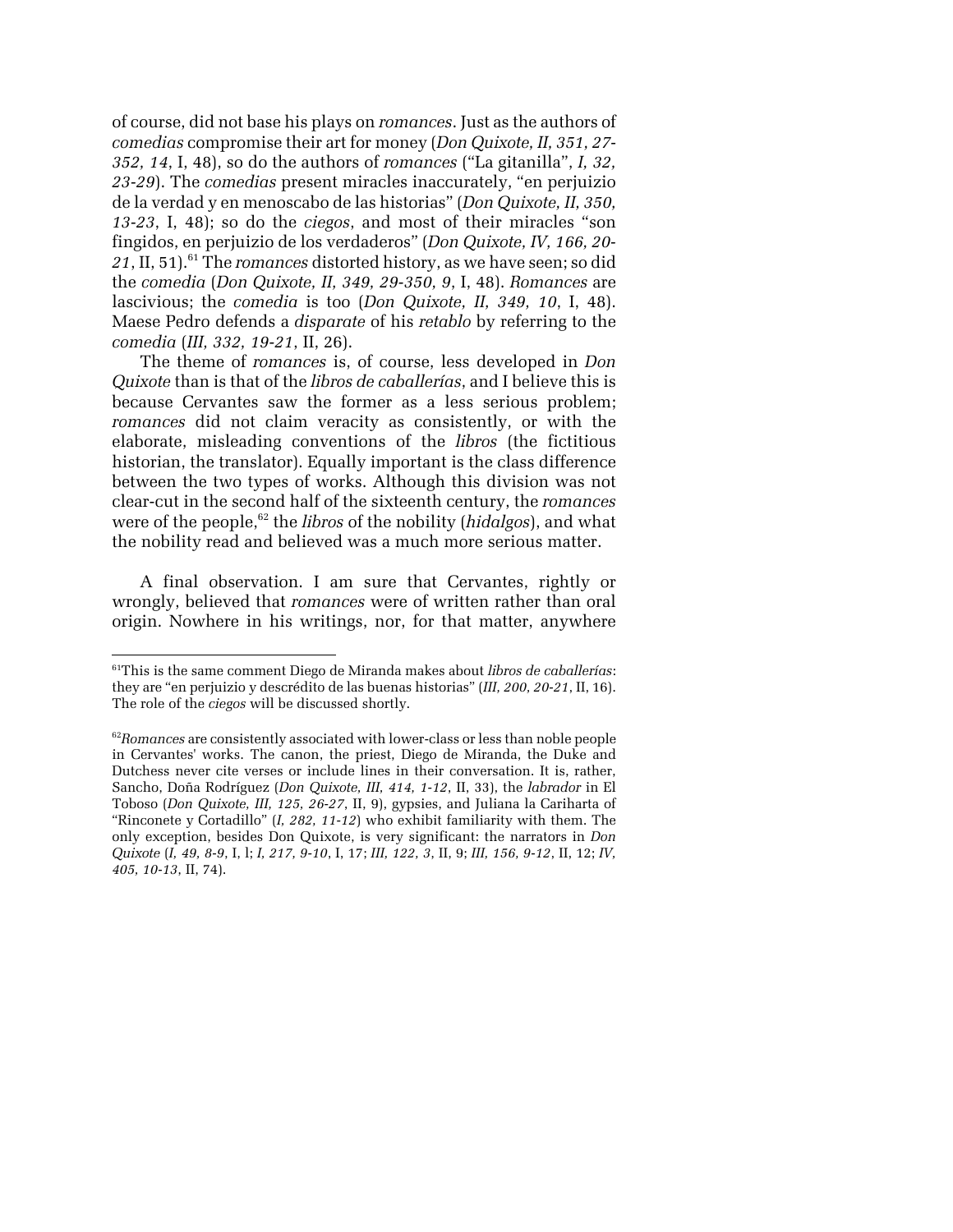of course, did not base his plays on *romances*. Just as the authors of *comedias* compromise their art for money (*Don Quixote, II, 351, 27-352, 14*, I, 48), so do the authors of *romances* ("La gitanilla", *I, 32, 23-29*). The *comedias* present miracles inaccurately, "en perjuizio de la verdad y en menoscabo de las historias" (*Don Quixote, II, 350, 13-23*, I, 48); so do the *ciegos*, and most of their miracles "son fingidos, en perjuizio de los verdaderos" (*Don Quixote, IV, 166, 20-21*, II, 51).[61] The *romances* distorted history, as we have seen; so did the *comedia* (*Don Quixote, II, 349, 29-350, 9*, I, 48). *Romances* are lascivious; the *comedia* is too (*Don Quixote, II, 349, 10*, I, 48). Maese Pedro defends a *disparate* of his *retablo* by referring to the *comedia* (*III, 332, 19-21*, II, 26).

The theme of *romances* is, of course, less developed in *Don Quixote* than is that of the *libros de caballerías*, and I believe this is because Cervantes saw the former as a less serious problem; *romances* did not claim veracity as consistently, or with the elaborate, misleading conventions of the *libros* (the fictitious historian, the translator). Equally important is the class difference between the two types of works. Although this division was not clear-cut in the second half of the sixteenth century, the *romances* were of the people,[62] the *libros* of the nobility (*hidalgos*), and what the nobility read and believed was a much more serious matter.

A final observation. I am sure that Cervantes, rightly or wrongly, believed that *romances* were of written rather than oral origin. Nowhere in his writings, nor, for that matter, anywhere

---

[61]This is the same comment Diego de Miranda makes about *libros de caballerías*: they are "en perjuizio y descrédito de las buenas historias" (*III, 200, 20-21*, II, 16). The role of the *ciegos* will be discussed shortly.

[62]*Romances* are consistently associated with lower-class or less than noble people in Cervantes' works. The canon, the priest, Diego de Miranda, the Duke and Dutchess never cite verses or include lines in their conversation. It is, rather, Sancho, Doña Rodríguez (*Don Quixote, III, 414, 1-12*, II, 33), the *labrador* in El Toboso (*Don Quixote, III, 125, 26-27*, II, 9), gypsies, and Juliana la Cariharta of "Rinconete y Cortadillo" (*I, 282, 11-12*) who exhibit familiarity with them. The only exception, besides Don Quixote, is very significant: the narrators in *Don Quixote* (*I, 49, 8-9*, I, l; *I, 217, 9-10*, I, 17; *III, 122, 3*, II, 9; *III, 156, 9-12*, II, 12; *IV, 405, 10-13*, II, 74).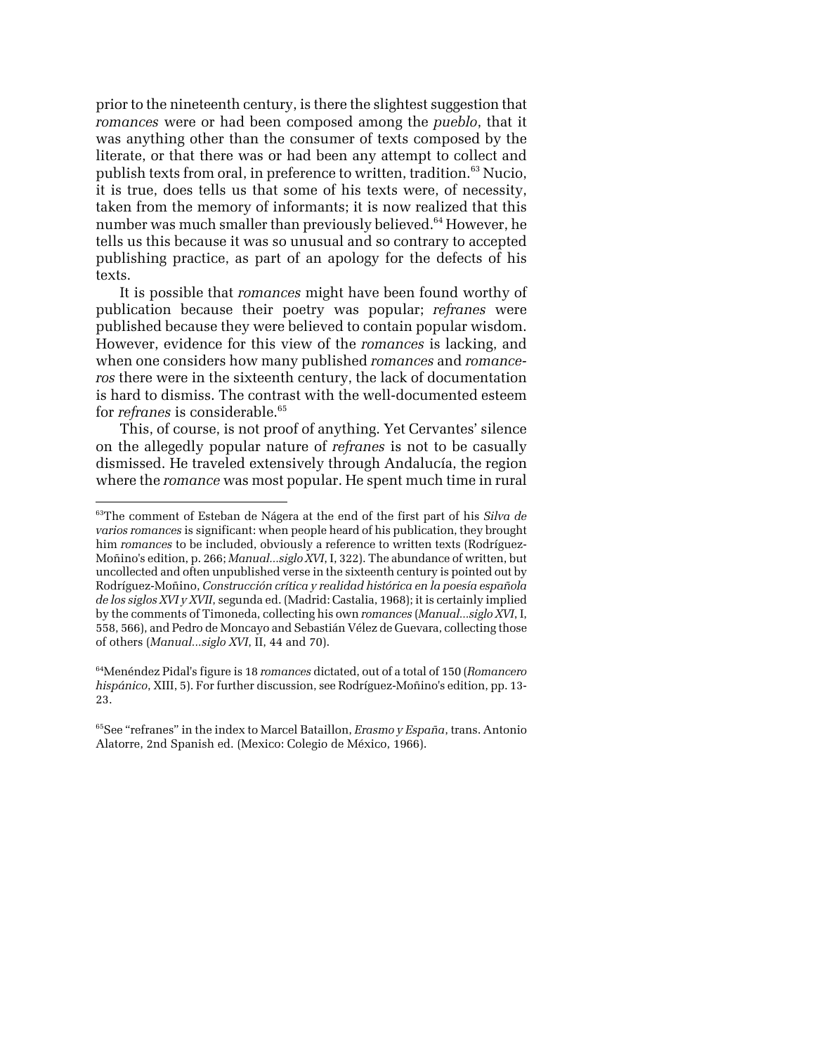prior to the nineteenth century, is there the slightest suggestion that *romances* were or had been composed among the *pueblo*, that it was anything other than the consumer of texts composed by the literate, or that there was or had been any attempt to collect and publish texts from oral, in preference to written, tradition.[63] Nucio, it is true, does tells us that some of his texts were, of necessity, taken from the memory of informants; it is now realized that this number was much smaller than previously believed.[64] However, he tells us this because it was so unusual and so contrary to accepted publishing practice, as part of an apology for the defects of his texts.

It is possible that *romances* might have been found worthy of publication because their poetry was popular; *refranes* were published because they were believed to contain popular wisdom. However, evidence for this view of the *romances* is lacking, and when one considers how many published *romances* and *romanceros* there were in the sixteenth century, the lack of documentation is hard to dismiss. The contrast with the well-documented esteem for *refranes* is considerable.[65]

This, of course, is not proof of anything. Yet Cervantes' silence on the allegedly popular nature of *refranes* is not to be casually dismissed. He traveled extensively through Andalucía, the region where the *romance* was most popular. He spent much time in rural

---

[63]The comment of Esteban de Nágera at the end of the first part of his *Silva de varios romances* is significant: when people heard of his publication, they brought him *romances* to be included, obviously a reference to written texts (Rodríguez-Moñino's edition, p. 266; *Manual...siglo XVI*, I, 322). The abundance of written, but uncollected and often unpublished verse in the sixteenth century is pointed out by Rodríguez-Moñino, *Construcción crítica y realidad histórica en la poesía española de los siglos XVI y XVII*, segunda ed. (Madrid: Castalia, 1968); it is certainly implied by the comments of Timoneda, collecting his own *romances* (*Manual...siglo XVI*, I, 558, 566), and Pedro de Moncayo and Sebastián Vélez de Guevara, collecting those of others (*Manual...siglo XVI*, II, 44 and 70).

[64]Menéndez Pidal's figure is 18 *romances* dictated, out of a total of 150 (*Romancero hispánico*, XIII, 5). For further discussion, see Rodríguez-Moñino's edition, pp. 13-23.

[65]See "refranes" in the index to Marcel Bataillon, *Erasmo y España*, trans. Antonio Alatorre, 2nd Spanish ed. (Mexico: Colegio de México, 1966).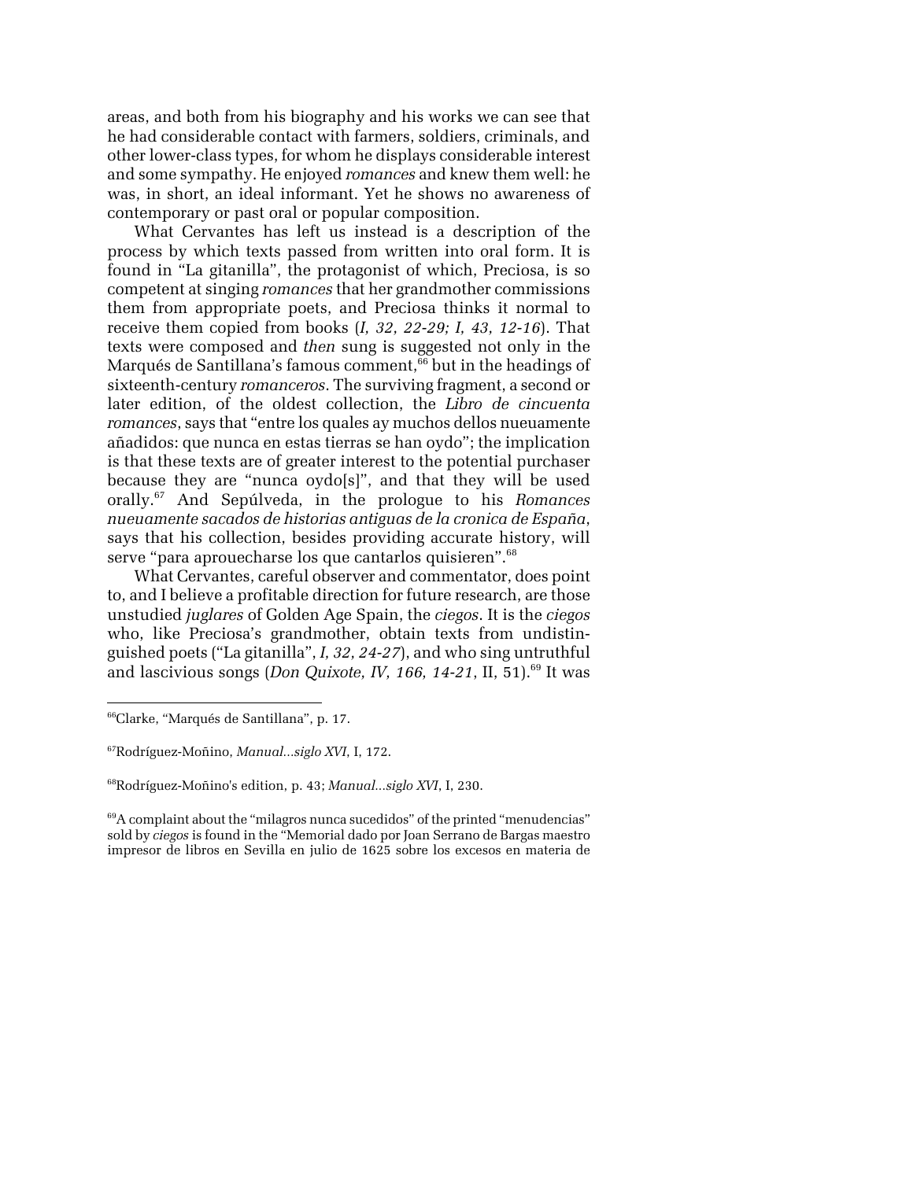areas, and both from his biography and his works we can see that he had considerable contact with farmers, soldiers, criminals, and other lower-class types, for whom he displays considerable interest and some sympathy. He enjoyed *romances* and knew them well: he was, in short, an ideal informant. Yet he shows no awareness of contemporary or past oral or popular composition.

What Cervantes has left us instead is a description of the process by which texts passed from written into oral form. It is found in "La gitanilla", the protagonist of which, Preciosa, is so competent at singing *romances* that her grandmother commissions them from appropriate poets, and Preciosa thinks it normal to receive them copied from books (*I, 32, 22-29; I, 43, 12-16*). That texts were composed and *then* sung is suggested not only in the Marqués de Santillana's famous comment,[66] but in the headings of sixteenth-century *romanceros*. The surviving fragment, a second or later edition, of the oldest collection, the *Libro de cincuenta romances*, says that "entre los quales ay muchos dellos nueuamente añadidos: que nunca en estas tierras se han oydo"; the implication is that these texts are of greater interest to the potential purchaser because they are "nunca oydo[s]", and that they will be used orally.[67] And Sepúlveda, in the prologue to his *Romances nueuamente sacados de historias antiguas de la cronica de España*, says that his collection, besides providing accurate history, will serve "para aprouecharse los que cantarlos quisieren".[68]

What Cervantes, careful observer and commentator, does point to, and I believe a profitable direction for future research, are those unstudied *juglares* of Golden Age Spain, the *ciegos*. It is the *ciegos* who, like Preciosa's grandmother, obtain texts from undistinguished poets ("La gitanilla", *I, 32, 24-27*), and who sing untruthful and lascivious songs (*Don Quixote, IV, 166, 14-21*, II, 51).[69] It was

---

[66]Clarke, "Marqués de Santillana", p. 17.

[67]Rodríguez-Moñino, *Manual...siglo XVI*, I, 172.

[68]Rodríguez-Moñino's edition, p. 43; *Manual...siglo XVI*, I, 230.

[69]A complaint about the "milagros nunca sucedidos" of the printed "menudencias" sold by *ciegos* is found in the "Memorial dado por Joan Serrano de Bargas maestro impresor de libros en Sevilla en julio de 1625 sobre los excesos en materia de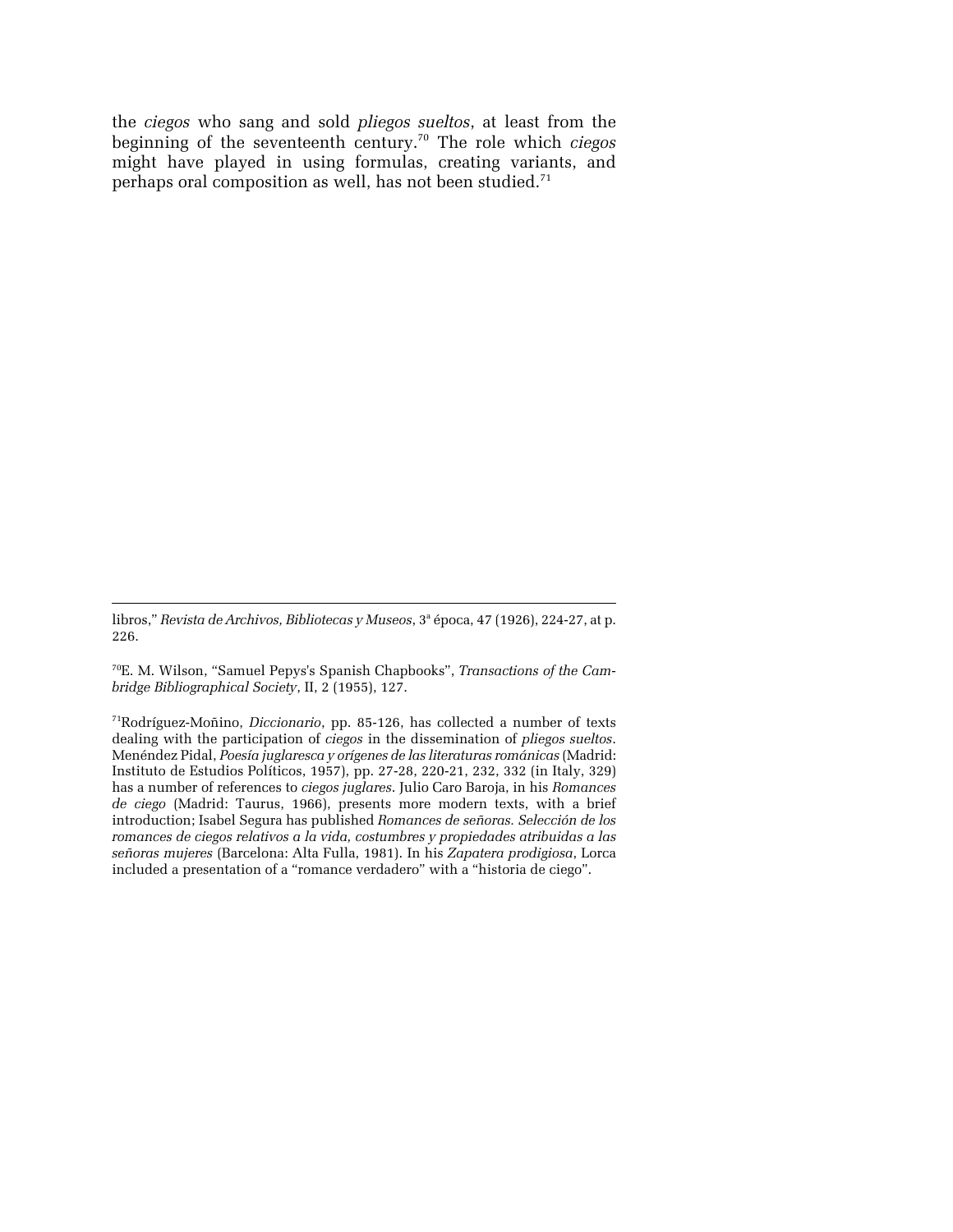the *ciegos* who sang and sold *pliegos sueltos*, at least from the beginning of the seventeenth century.[70] The role which *ciegos* might have played in using formulas, creating variants, and perhaps oral composition as well, has not been studied.[71]

---

libros," *Revista de Archivos, Bibliotecas y Museos*, 3ª época, 47 (1926), 224-27, at p. 226.

[70]E. M. Wilson, "Samuel Pepys's Spanish Chapbooks", *Transactions of the Cambridge Bibliographical Society*, II, 2 (1955), 127.

[71]Rodríguez-Moñino, *Diccionario*, pp. 85-126, has collected a number of texts dealing with the participation of *ciegos* in the dissemination of *pliegos sueltos*. Menéndez Pidal, *Poesía juglaresca y orígenes de las literaturas románicas* (Madrid: Instituto de Estudios Políticos, 1957), pp. 27-28, 220-21, 232, 332 (in Italy, 329) has a number of references to *ciegos juglares*. Julio Caro Baroja, in his *Romances de ciego* (Madrid: Taurus, 1966), presents more modern texts, with a brief introduction; Isabel Segura has published *Romances de señoras. Selección de los romances de ciegos relativos a la vida, costumbres y propiedades atribuidas a las señoras mujeres* (Barcelona: Alta Fulla, 1981). In his *Zapatera prodigiosa*, Lorca included a presentation of a "romance verdadero" with a "historia de ciego".